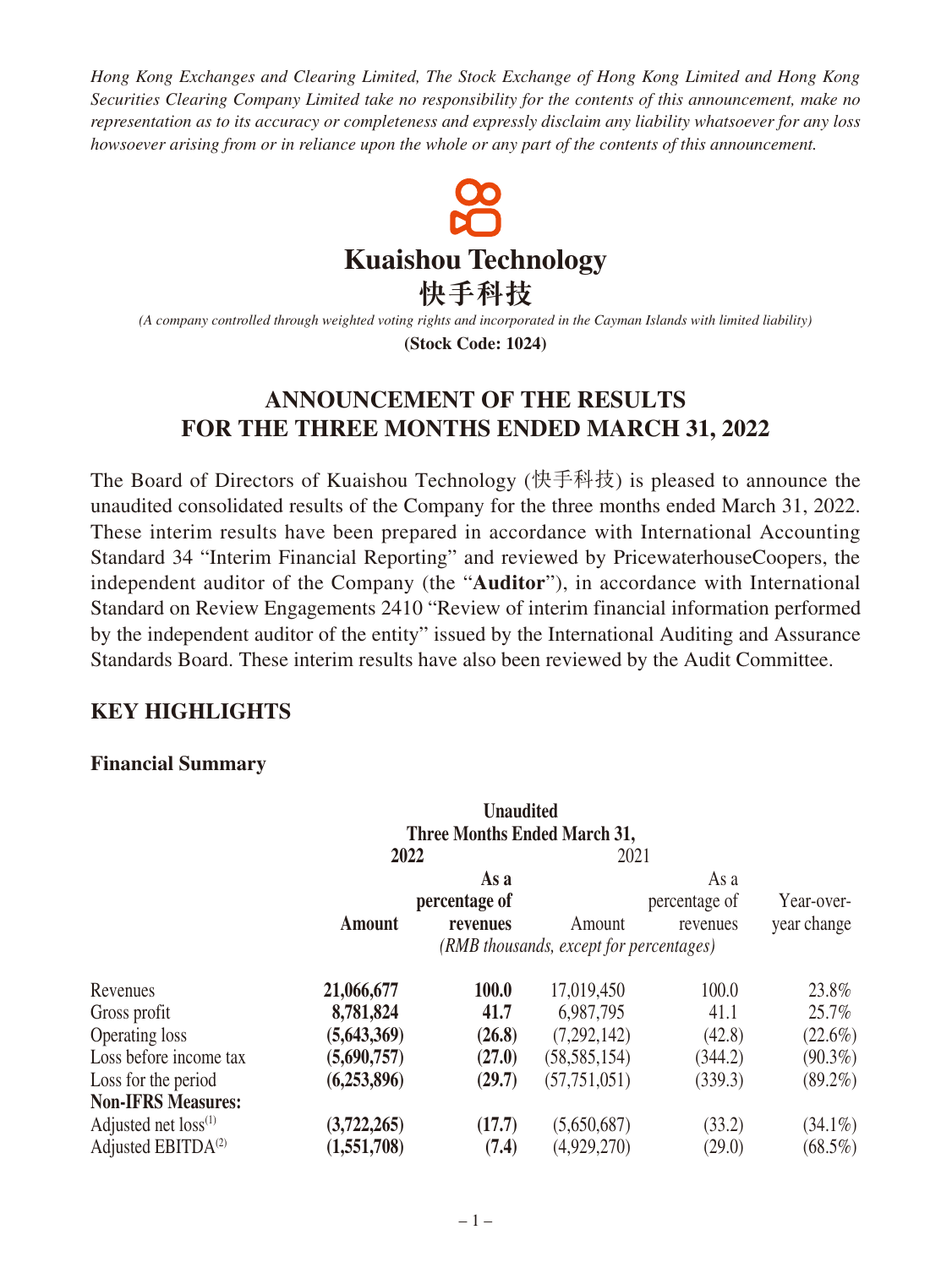*Hong Kong Exchanges and Clearing Limited, The Stock Exchange of Hong Kong Limited and Hong Kong Securities Clearing Company Limited take no responsibility for the contents of this announcement, make no representation as to its accuracy or completeness and expressly disclaim any liability whatsoever for any loss howsoever arising from or in reliance upon the whole or any part of the contents of this announcement.*

# Kuaishou Technology
# 快手科技

*(A company controlled through weighted voting rights and incorporated in the Cayman Islands with limited liability)*

**(Stock Code: 1024)**

## ANNOUNCEMENT OF THE RESULTS FOR THE THREE MONTHS ENDED MARCH 31, 2022

The Board of Directors of Kuaishou Technology (快手科技) is pleased to announce the unaudited consolidated results of the Company for the three months ended March 31, 2022. These interim results have been prepared in accordance with International Accounting Standard 34 "Interim Financial Reporting" and reviewed by PricewaterhouseCoopers, the independent auditor of the Company (the "**Auditor**"), in accordance with International Standard on Review Engagements 2410 "Review of interim financial information performed by the independent auditor of the entity" issued by the International Auditing and Assurance Standards Board. These interim results have also been reviewed by the Audit Committee.

## KEY HIGHLIGHTS

### Financial Summary

| | **Unaudited Three Months Ended March 31,** | | | | |
|---|---|---|---|---|---|
| | **2022** | | 2021 | | |
| | **Amount** | **As a percentage of revenues** | Amount | As a percentage of revenues | Year-over-year change |
| | *(RMB thousands, except for percentages)* | | | | |
| Revenues | **21,066,677** | **100.0** | 17,019,450 | 100.0 | 23.8% |
| Gross profit | **8,781,824** | **41.7** | 6,987,795 | 41.1 | 25.7% |
| Operating loss | **(5,643,369)** | **(26.8)** | (7,292,142) | (42.8) | (22.6%) |
| Loss before income tax | **(5,690,757)** | **(27.0)** | (58,585,154) | (344.2) | (90.3%) |
| Loss for the period | **(6,253,896)** | **(29.7)** | (57,751,051) | (339.3) | (89.2%) |
| **Non-IFRS Measures:** | | | | | |
| Adjusted net loss[(1)] | **(3,722,265)** | **(17.7)** | (5,650,687) | (33.2) | (34.1%) |
| Adjusted EBITDA[(2)] | **(1,551,708)** | **(7.4)** | (4,929,270) | (29.0) | (68.5%) |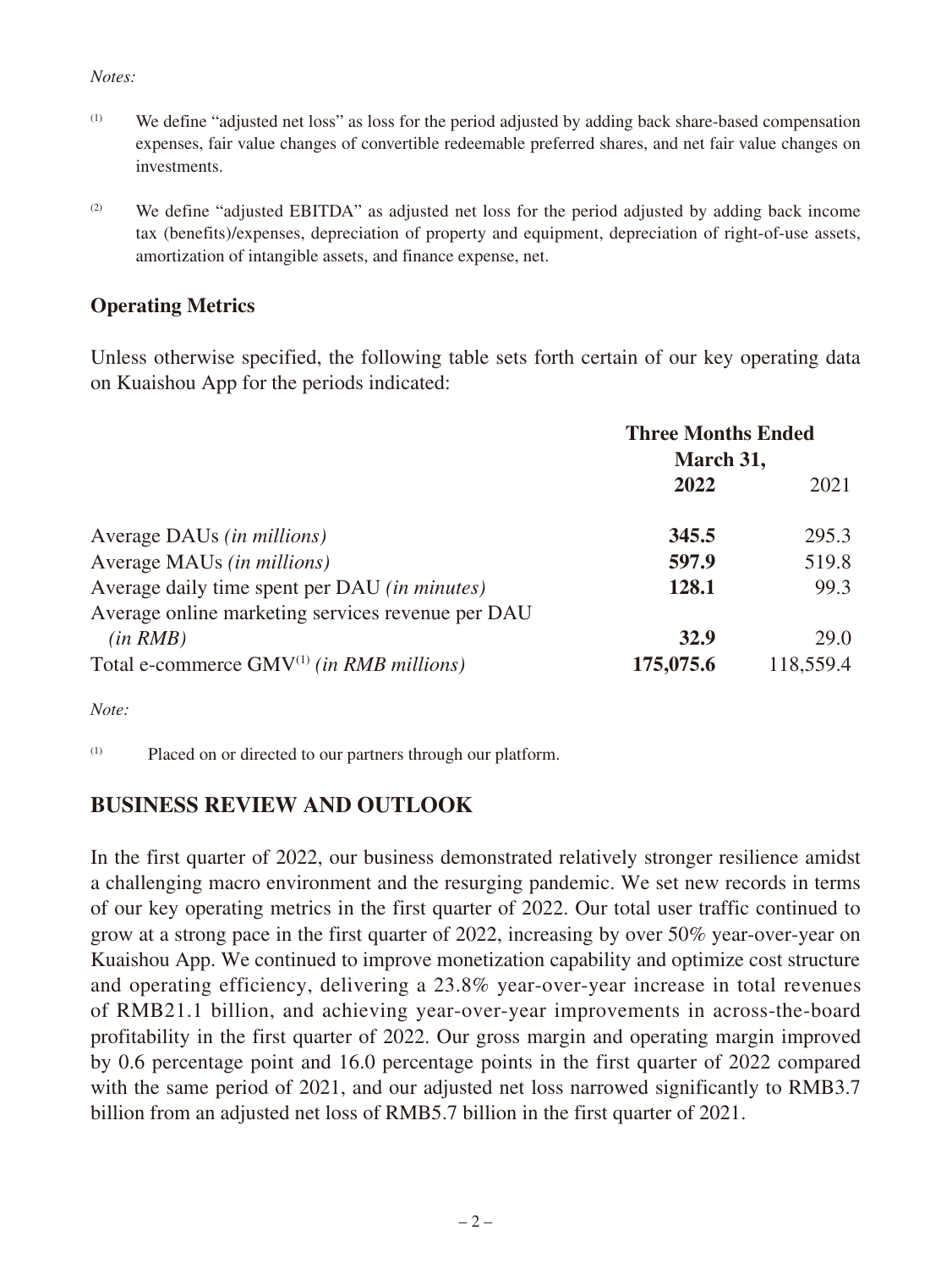*Notes:*

(1) We define "adjusted net loss" as loss for the period adjusted by adding back share-based compensation expenses, fair value changes of convertible redeemable preferred shares, and net fair value changes on investments.

(2) We define "adjusted EBITDA" as adjusted net loss for the period adjusted by adding back income tax (benefits)/expenses, depreciation of property and equipment, depreciation of right-of-use assets, amortization of intangible assets, and finance expense, net.

## Operating Metrics

Unless otherwise specified, the following table sets forth certain of our key operating data on Kuaishou App for the periods indicated:

| | **Three Months Ended March 31,** | |
|---|---|---|
| | **2022** | 2021 |
| Average DAUs *(in millions)* | **345.5** | 295.3 |
| Average MAUs *(in millions)* | **597.9** | 519.8 |
| Average daily time spent per DAU *(in minutes)* | **128.1** | 99.3 |
| Average online marketing services revenue per DAU *(in RMB)* | **32.9** | 29.0 |
| Total e-commerce GMV[1] *(in RMB millions)* | **175,075.6** | 118,559.4 |

*Note:*

(1) Placed on or directed to our partners through our platform.

## BUSINESS REVIEW AND OUTLOOK

In the first quarter of 2022, our business demonstrated relatively stronger resilience amidst a challenging macro environment and the resurging pandemic. We set new records in terms of our key operating metrics in the first quarter of 2022. Our total user traffic continued to grow at a strong pace in the first quarter of 2022, increasing by over 50% year-over-year on Kuaishou App. We continued to improve monetization capability and optimize cost structure and operating efficiency, delivering a 23.8% year-over-year increase in total revenues of RMB21.1 billion, and achieving year-over-year improvements in across-the-board profitability in the first quarter of 2022. Our gross margin and operating margin improved by 0.6 percentage point and 16.0 percentage points in the first quarter of 2022 compared with the same period of 2021, and our adjusted net loss narrowed significantly to RMB3.7 billion from an adjusted net loss of RMB5.7 billion in the first quarter of 2021.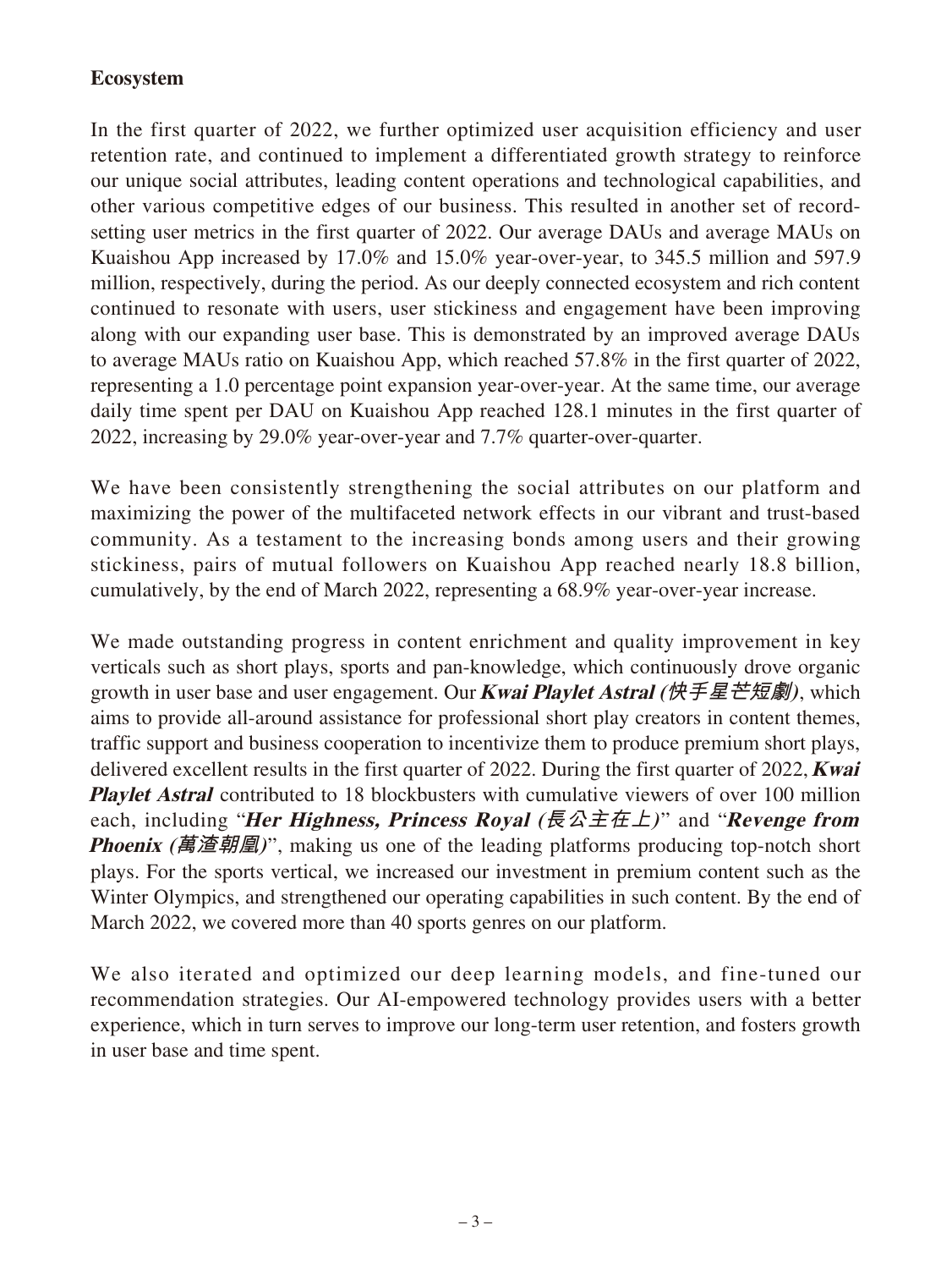**Ecosystem**

In the first quarter of 2022, we further optimized user acquisition efficiency and user retention rate, and continued to implement a differentiated growth strategy to reinforce our unique social attributes, leading content operations and technological capabilities, and other various competitive edges of our business. This resulted in another set of record-setting user metrics in the first quarter of 2022. Our average DAUs and average MAUs on Kuaishou App increased by 17.0% and 15.0% year-over-year, to 345.5 million and 597.9 million, respectively, during the period. As our deeply connected ecosystem and rich content continued to resonate with users, user stickiness and engagement have been improving along with our expanding user base. This is demonstrated by an improved average DAUs to average MAUs ratio on Kuaishou App, which reached 57.8% in the first quarter of 2022, representing a 1.0 percentage point expansion year-over-year. At the same time, our average daily time spent per DAU on Kuaishou App reached 128.1 minutes in the first quarter of 2022, increasing by 29.0% year-over-year and 7.7% quarter-over-quarter.

We have been consistently strengthening the social attributes on our platform and maximizing the power of the multifaceted network effects in our vibrant and trust-based community. As a testament to the increasing bonds among users and their growing stickiness, pairs of mutual followers on Kuaishou App reached nearly 18.8 billion, cumulatively, by the end of March 2022, representing a 68.9% year-over-year increase.

We made outstanding progress in content enrichment and quality improvement in key verticals such as short plays, sports and pan-knowledge, which continuously drove organic growth in user base and user engagement. Our ***Kwai Playlet Astral (快手星芒短劇)***, which aims to provide all-around assistance for professional short play creators in content themes, traffic support and business cooperation to incentivize them to produce premium short plays, delivered excellent results in the first quarter of 2022. During the first quarter of 2022, ***Kwai Playlet Astral*** contributed to 18 blockbusters with cumulative viewers of over 100 million each, including "***Her Highness, Princess Royal (長公主在上)***" and "***Revenge from Phoenix (萬渣朝凰)***", making us one of the leading platforms producing top-notch short plays. For the sports vertical, we increased our investment in premium content such as the Winter Olympics, and strengthened our operating capabilities in such content. By the end of March 2022, we covered more than 40 sports genres on our platform.

We also iterated and optimized our deep learning models, and fine-tuned our recommendation strategies. Our AI-empowered technology provides users with a better experience, which in turn serves to improve our long-term user retention, and fosters growth in user base and time spent.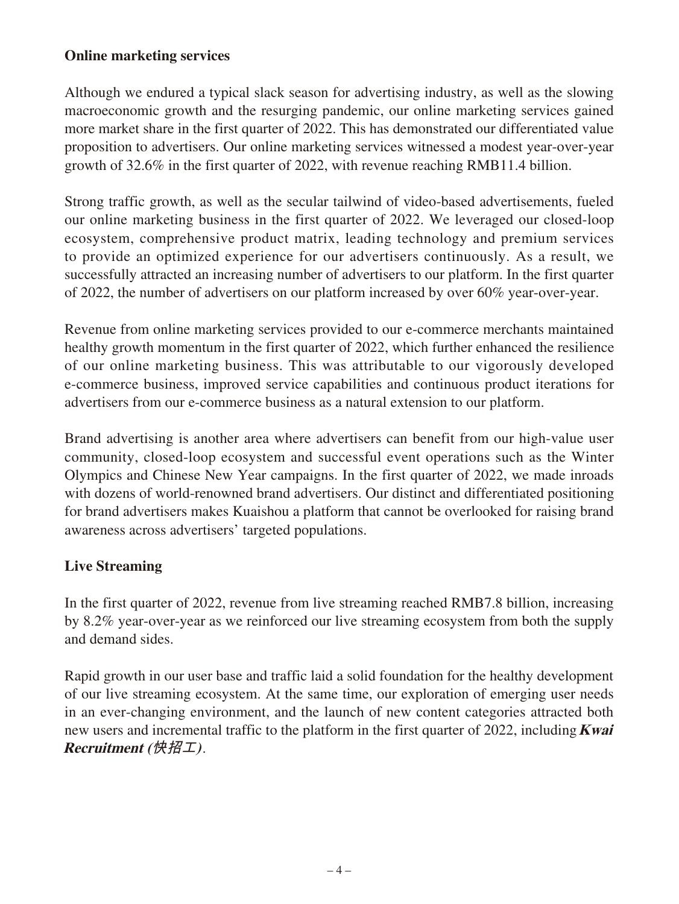**Online marketing services**

Although we endured a typical slack season for advertising industry, as well as the slowing macroeconomic growth and the resurging pandemic, our online marketing services gained more market share in the first quarter of 2022. This has demonstrated our differentiated value proposition to advertisers. Our online marketing services witnessed a modest year-over-year growth of 32.6% in the first quarter of 2022, with revenue reaching RMB11.4 billion.

Strong traffic growth, as well as the secular tailwind of video-based advertisements, fueled our online marketing business in the first quarter of 2022. We leveraged our closed-loop ecosystem, comprehensive product matrix, leading technology and premium services to provide an optimized experience for our advertisers continuously. As a result, we successfully attracted an increasing number of advertisers to our platform. In the first quarter of 2022, the number of advertisers on our platform increased by over 60% year-over-year.

Revenue from online marketing services provided to our e-commerce merchants maintained healthy growth momentum in the first quarter of 2022, which further enhanced the resilience of our online marketing business. This was attributable to our vigorously developed e-commerce business, improved service capabilities and continuous product iterations for advertisers from our e-commerce business as a natural extension to our platform.

Brand advertising is another area where advertisers can benefit from our high-value user community, closed-loop ecosystem and successful event operations such as the Winter Olympics and Chinese New Year campaigns. In the first quarter of 2022, we made inroads with dozens of world-renowned brand advertisers. Our distinct and differentiated positioning for brand advertisers makes Kuaishou a platform that cannot be overlooked for raising brand awareness across advertisers' targeted populations.

**Live Streaming**

In the first quarter of 2022, revenue from live streaming reached RMB7.8 billion, increasing by 8.2% year-over-year as we reinforced our live streaming ecosystem from both the supply and demand sides.

Rapid growth in our user base and traffic laid a solid foundation for the healthy development of our live streaming ecosystem. At the same time, our exploration of emerging user needs in an ever-changing environment, and the launch of new content categories attracted both new users and incremental traffic to the platform in the first quarter of 2022, including ***Kwai Recruitment (快招工)***.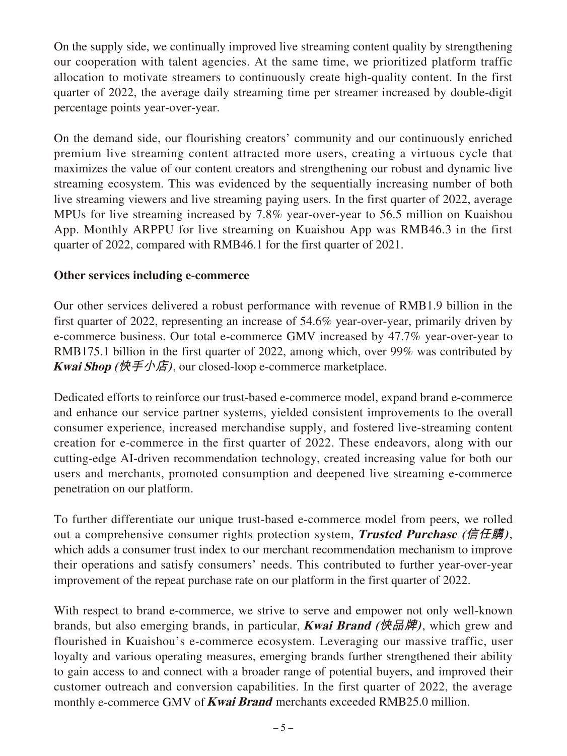On the supply side, we continually improved live streaming content quality by strengthening our cooperation with talent agencies. At the same time, we prioritized platform traffic allocation to motivate streamers to continuously create high-quality content. In the first quarter of 2022, the average daily streaming time per streamer increased by double-digit percentage points year-over-year.

On the demand side, our flourishing creators' community and our continuously enriched premium live streaming content attracted more users, creating a virtuous cycle that maximizes the value of our content creators and strengthening our robust and dynamic live streaming ecosystem. This was evidenced by the sequentially increasing number of both live streaming viewers and live streaming paying users. In the first quarter of 2022, average MPUs for live streaming increased by 7.8% year-over-year to 56.5 million on Kuaishou App. Monthly ARPPU for live streaming on Kuaishou App was RMB46.3 in the first quarter of 2022, compared with RMB46.1 for the first quarter of 2021.

**Other services including e-commerce**

Our other services delivered a robust performance with revenue of RMB1.9 billion in the first quarter of 2022, representing an increase of 54.6% year-over-year, primarily driven by e-commerce business. Our total e-commerce GMV increased by 47.7% year-over-year to RMB175.1 billion in the first quarter of 2022, among which, over 99% was contributed by ***Kwai Shop (快手小店)***, our closed-loop e-commerce marketplace.

Dedicated efforts to reinforce our trust-based e-commerce model, expand brand e-commerce and enhance our service partner systems, yielded consistent improvements to the overall consumer experience, increased merchandise supply, and fostered live-streaming content creation for e-commerce in the first quarter of 2022. These endeavors, along with our cutting-edge AI-driven recommendation technology, created increasing value for both our users and merchants, promoted consumption and deepened live streaming e-commerce penetration on our platform.

To further differentiate our unique trust-based e-commerce model from peers, we rolled out a comprehensive consumer rights protection system, ***Trusted Purchase (信任購)***, which adds a consumer trust index to our merchant recommendation mechanism to improve their operations and satisfy consumers' needs. This contributed to further year-over-year improvement of the repeat purchase rate on our platform in the first quarter of 2022.

With respect to brand e-commerce, we strive to serve and empower not only well-known brands, but also emerging brands, in particular, ***Kwai Brand (快品牌)***, which grew and flourished in Kuaishou's e-commerce ecosystem. Leveraging our massive traffic, user loyalty and various operating measures, emerging brands further strengthened their ability to gain access to and connect with a broader range of potential buyers, and improved their customer outreach and conversion capabilities. In the first quarter of 2022, the average monthly e-commerce GMV of ***Kwai Brand*** merchants exceeded RMB25.0 million.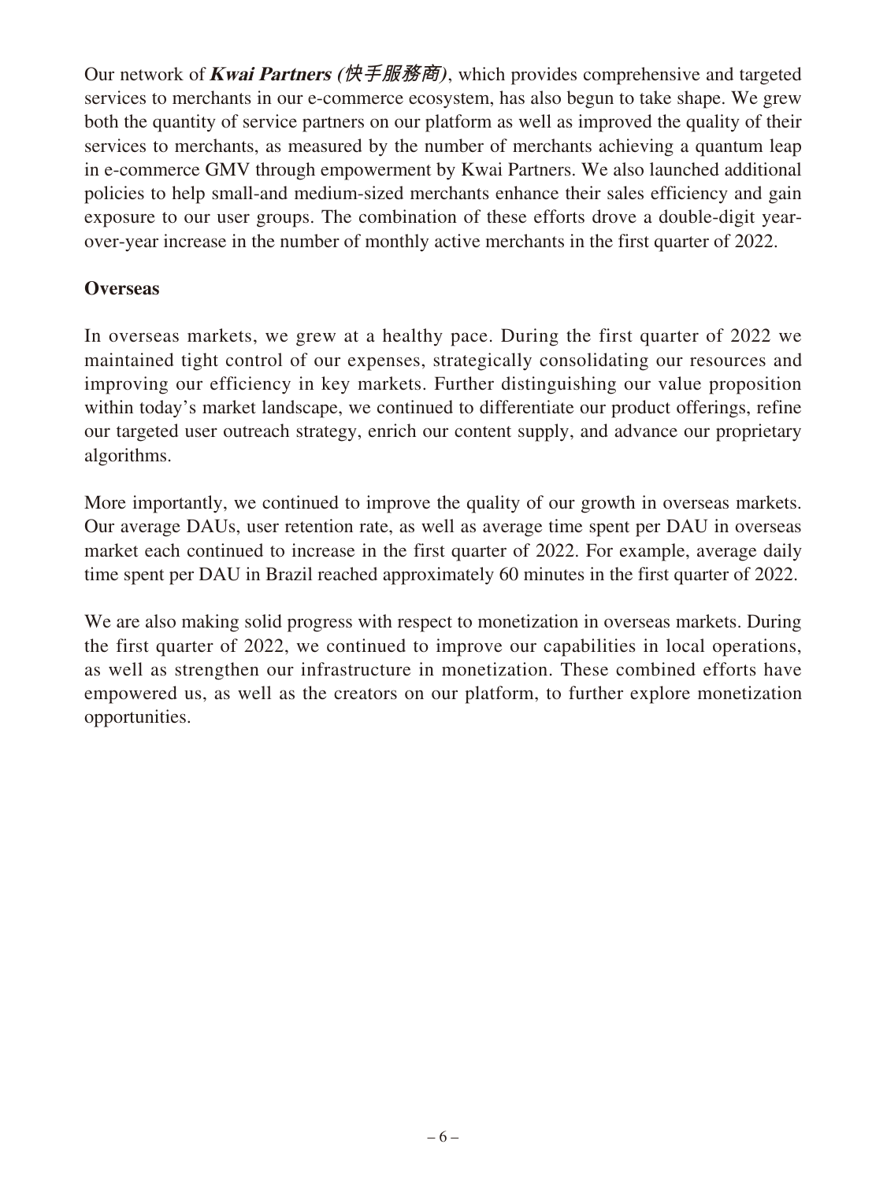Our network of ***Kwai Partners (快手服務商)***, which provides comprehensive and targeted services to merchants in our e-commerce ecosystem, has also begun to take shape. We grew both the quantity of service partners on our platform as well as improved the quality of their services to merchants, as measured by the number of merchants achieving a quantum leap in e-commerce GMV through empowerment by Kwai Partners. We also launched additional policies to help small-and medium-sized merchants enhance their sales efficiency and gain exposure to our user groups. The combination of these efforts drove a double-digit year-over-year increase in the number of monthly active merchants in the first quarter of 2022.

**Overseas**

In overseas markets, we grew at a healthy pace. During the first quarter of 2022 we maintained tight control of our expenses, strategically consolidating our resources and improving our efficiency in key markets. Further distinguishing our value proposition within today's market landscape, we continued to differentiate our product offerings, refine our targeted user outreach strategy, enrich our content supply, and advance our proprietary algorithms.

More importantly, we continued to improve the quality of our growth in overseas markets. Our average DAUs, user retention rate, as well as average time spent per DAU in overseas market each continued to increase in the first quarter of 2022. For example, average daily time spent per DAU in Brazil reached approximately 60 minutes in the first quarter of 2022.

We are also making solid progress with respect to monetization in overseas markets. During the first quarter of 2022, we continued to improve our capabilities in local operations, as well as strengthen our infrastructure in monetization. These combined efforts have empowered us, as well as the creators on our platform, to further explore monetization opportunities.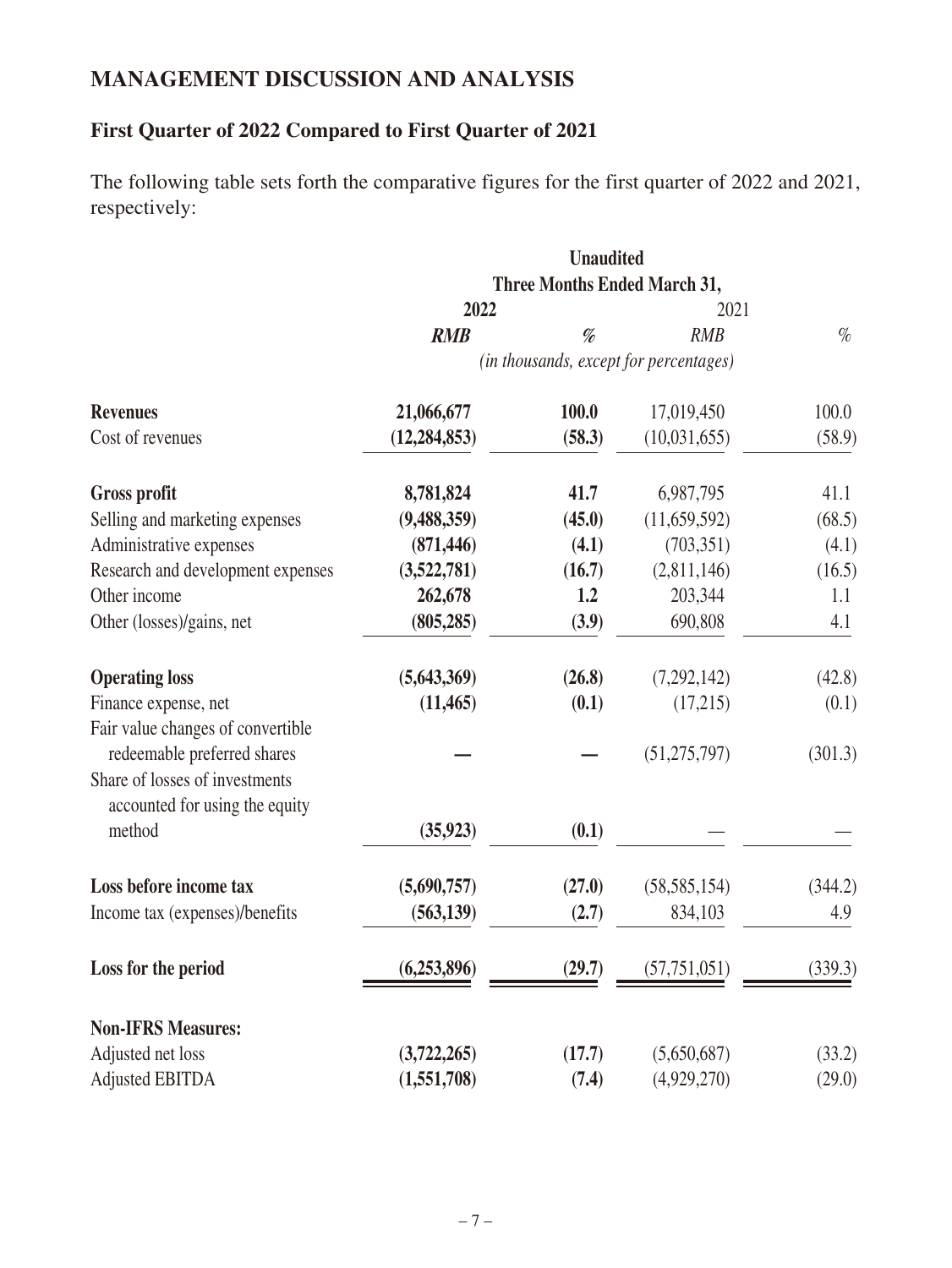## MANAGEMENT DISCUSSION AND ANALYSIS

### First Quarter of 2022 Compared to First Quarter of 2021

The following table sets forth the comparative figures for the first quarter of 2022 and 2021, respectively:

| | Unaudited | | | |
|---|---|---|---|---|
| | Three Months Ended March 31, | | | |
| | **2022** | | 2021 | |
| | ***RMB*** | ***%*** | *RMB* | *%* |
| | *(in thousands, except for percentages)* | | | |
| **Revenues** | **21,066,677** | **100.0** | 17,019,450 | 100.0 |
| Cost of revenues | **(12,284,853)** | **(58.3)** | (10,031,655) | (58.9) |
| **Gross profit** | **8,781,824** | **41.7** | 6,987,795 | 41.1 |
| Selling and marketing expenses | **(9,488,359)** | **(45.0)** | (11,659,592) | (68.5) |
| Administrative expenses | **(871,446)** | **(4.1)** | (703,351) | (4.1) |
| Research and development expenses | **(3,522,781)** | **(16.7)** | (2,811,146) | (16.5) |
| Other income | **262,678** | **1.2** | 203,344 | 1.1 |
| Other (losses)/gains, net | **(805,285)** | **(3.9)** | 690,808 | 4.1 |
| **Operating loss** | **(5,643,369)** | **(26.8)** | (7,292,142) | (42.8) |
| Finance expense, net | **(11,465)** | **(0.1)** | (17,215) | (0.1) |
| Fair value changes of convertible redeemable preferred shares | **—** | **—** | (51,275,797) | (301.3) |
| Share of losses of investments accounted for using the equity method | **(35,923)** | **(0.1)** | — | — |
| **Loss before income tax** | **(5,690,757)** | **(27.0)** | (58,585,154) | (344.2) |
| Income tax (expenses)/benefits | **(563,139)** | **(2.7)** | 834,103 | 4.9 |
| **Loss for the period** | **(6,253,896)** | **(29.7)** | (57,751,051) | (339.3) |
| **Non-IFRS Measures:** | | | | |
| Adjusted net loss | **(3,722,265)** | **(17.7)** | (5,650,687) | (33.2) |
| Adjusted EBITDA | **(1,551,708)** | **(7.4)** | (4,929,270) | (29.0) |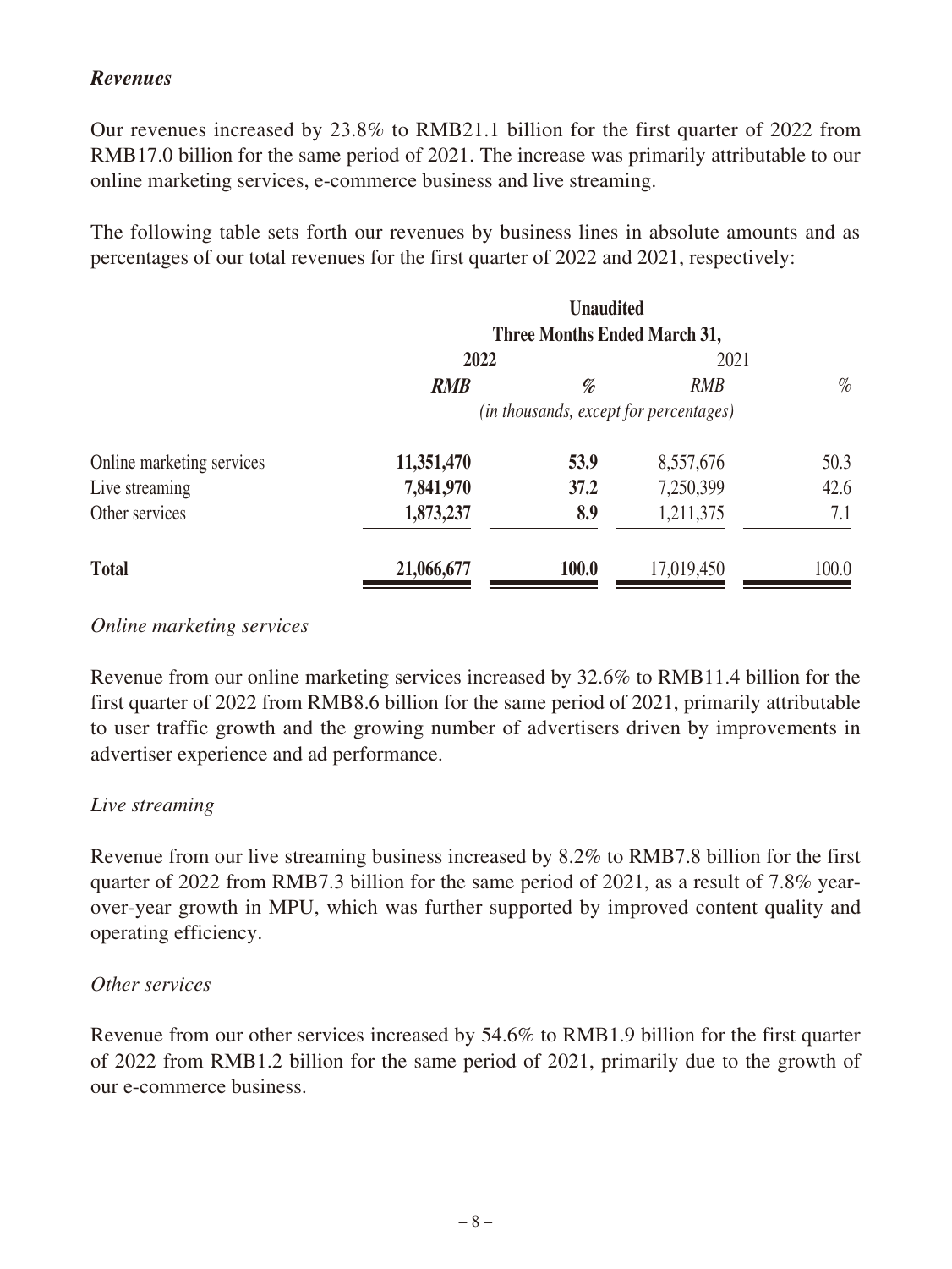***Revenues***

Our revenues increased by 23.8% to RMB21.1 billion for the first quarter of 2022 from RMB17.0 billion for the same period of 2021. The increase was primarily attributable to our online marketing services, e-commerce business and live streaming.

The following table sets forth our revenues by business lines in absolute amounts and as percentages of our total revenues for the first quarter of 2022 and 2021, respectively:

| | **Unaudited** | | | |
|---|---|---|---|---|
| | **Three Months Ended March 31,** | | | |
| | **2022** | | 2021 | |
| | ***RMB*** | ***%*** | *RMB* | *%* |
| | *(in thousands, except for percentages)* | | | |
| Online marketing services | **11,351,470** | **53.9** | 8,557,676 | 50.3 |
| Live streaming | **7,841,970** | **37.2** | 7,250,399 | 42.6 |
| Other services | **1,873,237** | **8.9** | 1,211,375 | 7.1 |
| **Total** | **21,066,677** | **100.0** | 17,019,450 | 100.0 |

*Online marketing services*

Revenue from our online marketing services increased by 32.6% to RMB11.4 billion for the first quarter of 2022 from RMB8.6 billion for the same period of 2021, primarily attributable to user traffic growth and the growing number of advertisers driven by improvements in advertiser experience and ad performance.

*Live streaming*

Revenue from our live streaming business increased by 8.2% to RMB7.8 billion for the first quarter of 2022 from RMB7.3 billion for the same period of 2021, as a result of 7.8% year-over-year growth in MPU, which was further supported by improved content quality and operating efficiency.

*Other services*

Revenue from our other services increased by 54.6% to RMB1.9 billion for the first quarter of 2022 from RMB1.2 billion for the same period of 2021, primarily due to the growth of our e-commerce business.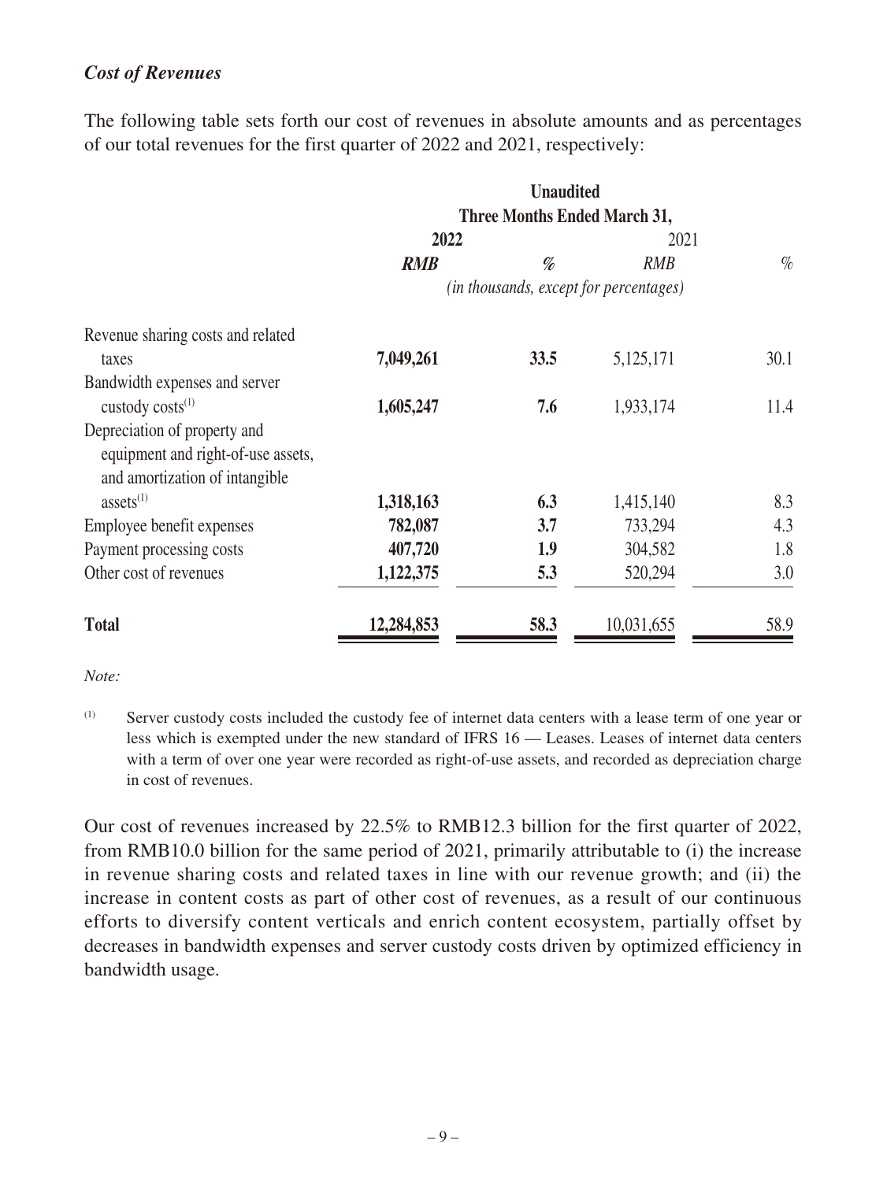### *Cost of Revenues*

The following table sets forth our cost of revenues in absolute amounts and as percentages of our total revenues for the first quarter of 2022 and 2021, respectively:

| | Unaudited | | | |
|---|---|---|---|---|
| | Three Months Ended March 31, | | | |
| | **2022** | | 2021 | |
| | ***RMB*** | ***%*** | *RMB* | *%* |
| | *(in thousands, except for percentages)* | | | |
| Revenue sharing costs and related taxes | **7,049,261** | **33.5** | 5,125,171 | 30.1 |
| Bandwidth expenses and server custody costs[(1)] | **1,605,247** | **7.6** | 1,933,174 | 11.4 |
| Depreciation of property and equipment and right-of-use assets, and amortization of intangible assets[(1)] | **1,318,163** | **6.3** | 1,415,140 | 8.3 |
| Employee benefit expenses | **782,087** | **3.7** | 733,294 | 4.3 |
| Payment processing costs | **407,720** | **1.9** | 304,582 | 1.8 |
| Other cost of revenues | **1,122,375** | **5.3** | 520,294 | 3.0 |
| **Total** | **12,284,853** | **58.3** | 10,031,655 | 58.9 |

*Note:*

(1) Server custody costs included the custody fee of internet data centers with a lease term of one year or less which is exempted under the new standard of IFRS 16 — Leases. Leases of internet data centers with a term of over one year were recorded as right-of-use assets, and recorded as depreciation charge in cost of revenues.

Our cost of revenues increased by 22.5% to RMB12.3 billion for the first quarter of 2022, from RMB10.0 billion for the same period of 2021, primarily attributable to (i) the increase in revenue sharing costs and related taxes in line with our revenue growth; and (ii) the increase in content costs as part of other cost of revenues, as a result of our continuous efforts to diversify content verticals and enrich content ecosystem, partially offset by decreases in bandwidth expenses and server custody costs driven by optimized efficiency in bandwidth usage.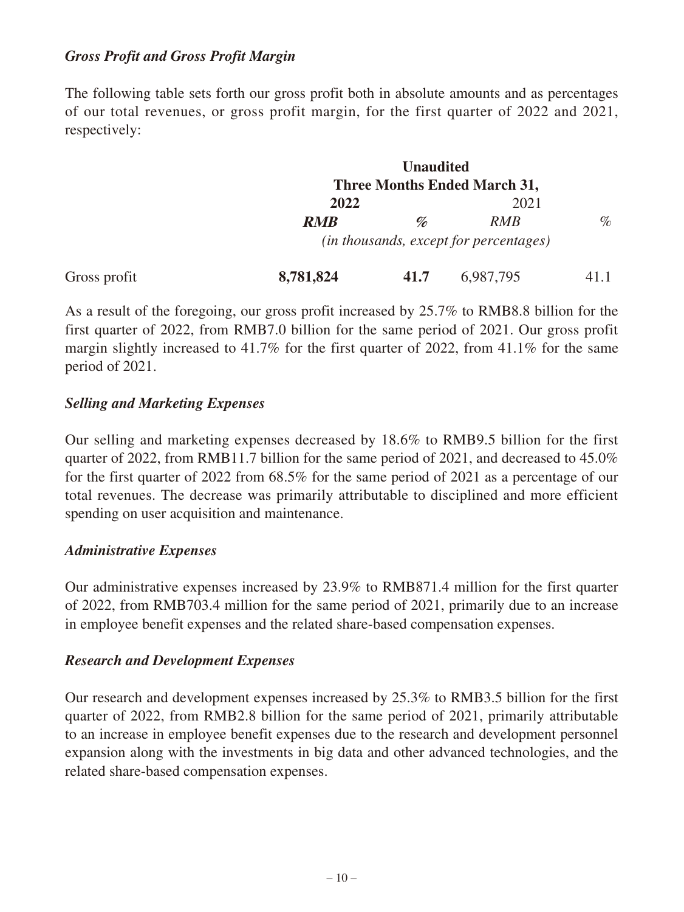### *Gross Profit and Gross Profit Margin*

The following table sets forth our gross profit both in absolute amounts and as percentages of our total revenues, or gross profit margin, for the first quarter of 2022 and 2021, respectively:

| | **Unaudited** | | | |
|---|---|---|---|---|
| | **Three Months Ended March 31,** | | | |
| | **2022** | | 2021 | |
| | ***RMB*** | ***%*** | *RMB* | *%* |
| | *(in thousands, except for percentages)* | | | |
| Gross profit | **8,781,824** | **41.7** | 6,987,795 | 41.1 |

As a result of the foregoing, our gross profit increased by 25.7% to RMB8.8 billion for the first quarter of 2022, from RMB7.0 billion for the same period of 2021. Our gross profit margin slightly increased to 41.7% for the first quarter of 2022, from 41.1% for the same period of 2021.

### *Selling and Marketing Expenses*

Our selling and marketing expenses decreased by 18.6% to RMB9.5 billion for the first quarter of 2022, from RMB11.7 billion for the same period of 2021, and decreased to 45.0% for the first quarter of 2022 from 68.5% for the same period of 2021 as a percentage of our total revenues. The decrease was primarily attributable to disciplined and more efficient spending on user acquisition and maintenance.

### *Administrative Expenses*

Our administrative expenses increased by 23.9% to RMB871.4 million for the first quarter of 2022, from RMB703.4 million for the same period of 2021, primarily due to an increase in employee benefit expenses and the related share-based compensation expenses.

### *Research and Development Expenses*

Our research and development expenses increased by 25.3% to RMB3.5 billion for the first quarter of 2022, from RMB2.8 billion for the same period of 2021, primarily attributable to an increase in employee benefit expenses due to the research and development personnel expansion along with the investments in big data and other advanced technologies, and the related share-based compensation expenses.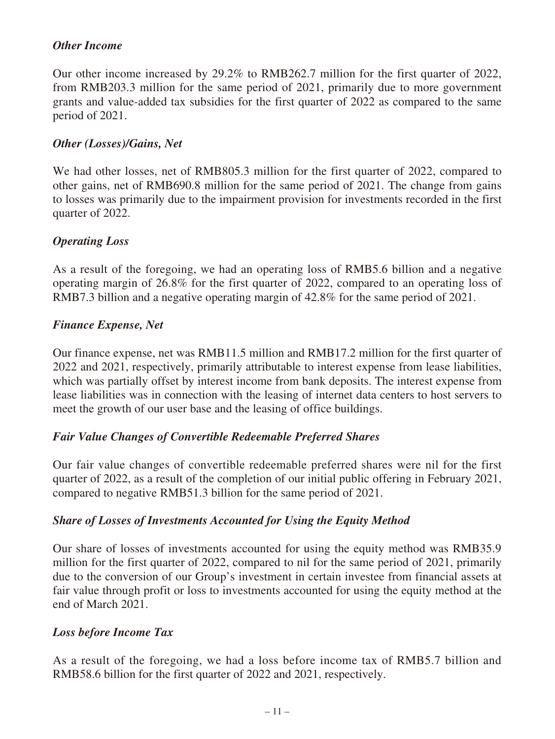### *Other Income*

Our other income increased by 29.2% to RMB262.7 million for the first quarter of 2022, from RMB203.3 million for the same period of 2021, primarily due to more government grants and value-added tax subsidies for the first quarter of 2022 as compared to the same period of 2021.

### *Other (Losses)/Gains, Net*

We had other losses, net of RMB805.3 million for the first quarter of 2022, compared to other gains, net of RMB690.8 million for the same period of 2021. The change from gains to losses was primarily due to the impairment provision for investments recorded in the first quarter of 2022.

### *Operating Loss*

As a result of the foregoing, we had an operating loss of RMB5.6 billion and a negative operating margin of 26.8% for the first quarter of 2022, compared to an operating loss of RMB7.3 billion and a negative operating margin of 42.8% for the same period of 2021.

### *Finance Expense, Net*

Our finance expense, net was RMB11.5 million and RMB17.2 million for the first quarter of 2022 and 2021, respectively, primarily attributable to interest expense from lease liabilities, which was partially offset by interest income from bank deposits. The interest expense from lease liabilities was in connection with the leasing of internet data centers to host servers to meet the growth of our user base and the leasing of office buildings.

### *Fair Value Changes of Convertible Redeemable Preferred Shares*

Our fair value changes of convertible redeemable preferred shares were nil for the first quarter of 2022, as a result of the completion of our initial public offering in February 2021, compared to negative RMB51.3 billion for the same period of 2021.

### *Share of Losses of Investments Accounted for Using the Equity Method*

Our share of losses of investments accounted for using the equity method was RMB35.9 million for the first quarter of 2022, compared to nil for the same period of 2021, primarily due to the conversion of our Group's investment in certain investee from financial assets at fair value through profit or loss to investments accounted for using the equity method at the end of March 2021.

### *Loss before Income Tax*

As a result of the foregoing, we had a loss before income tax of RMB5.7 billion and RMB58.6 billion for the first quarter of 2022 and 2021, respectively.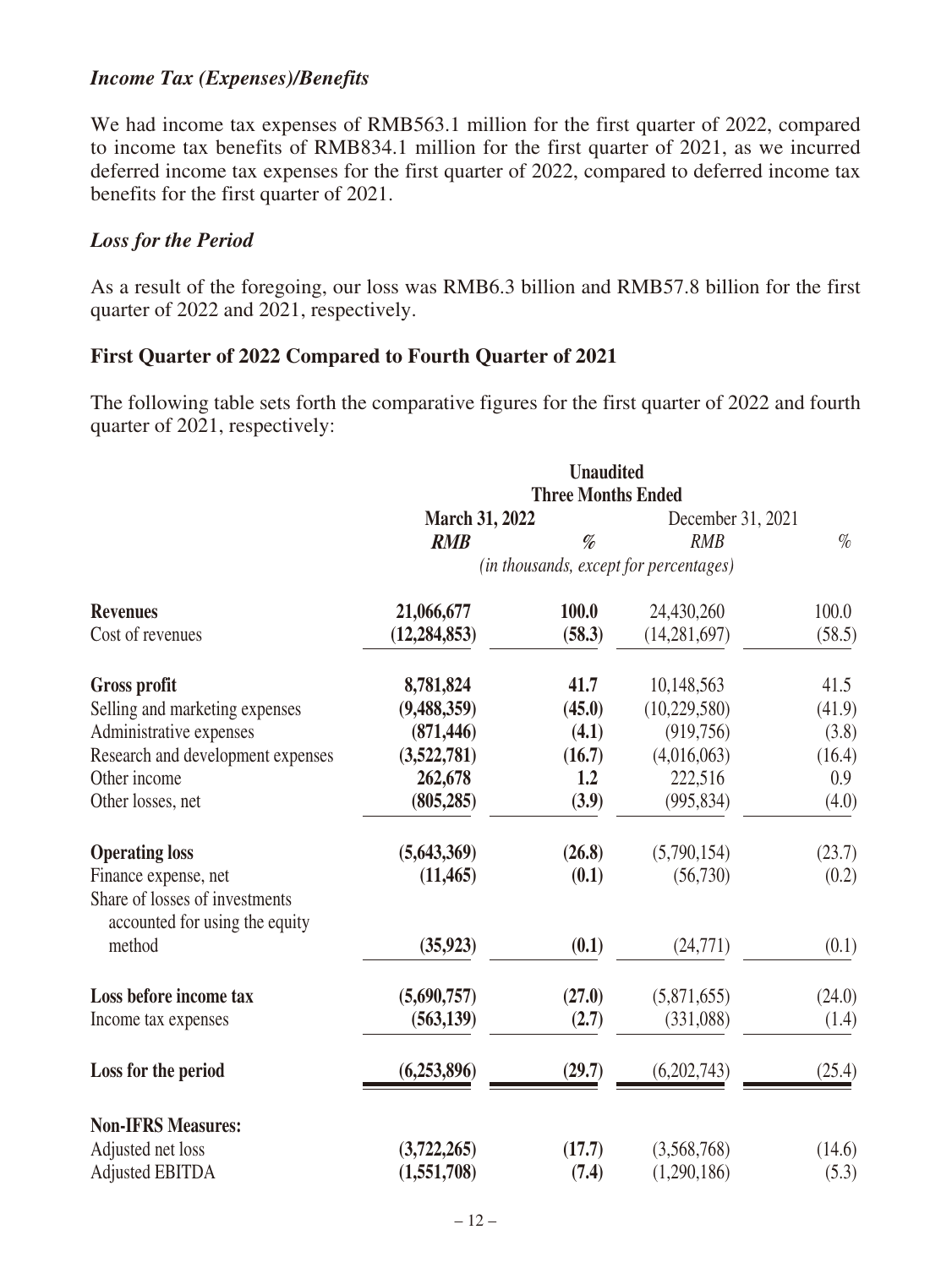### *Income Tax (Expenses)/Benefits*

We had income tax expenses of RMB563.1 million for the first quarter of 2022, compared to income tax benefits of RMB834.1 million for the first quarter of 2021, as we incurred deferred income tax expenses for the first quarter of 2022, compared to deferred income tax benefits for the first quarter of 2021.

### *Loss for the Period*

As a result of the foregoing, our loss was RMB6.3 billion and RMB57.8 billion for the first quarter of 2022 and 2021, respectively.

## First Quarter of 2022 Compared to Fourth Quarter of 2021

The following table sets forth the comparative figures for the first quarter of 2022 and fourth quarter of 2021, respectively:

| | **Unaudited** | | | |
|---|---|---|---|---|
| | **Three Months Ended** | | | |
| | **March 31, 2022** | | December 31, 2021 | |
| | ***RMB*** | *%* | *RMB* | % |
| | *(in thousands, except for percentages)* | | | |
| **Revenues** | **21,066,677** | **100.0** | 24,430,260 | 100.0 |
| Cost of revenues | **(12,284,853)** | **(58.3)** | (14,281,697) | (58.5) |
| **Gross profit** | **8,781,824** | **41.7** | 10,148,563 | 41.5 |
| Selling and marketing expenses | **(9,488,359)** | **(45.0)** | (10,229,580) | (41.9) |
| Administrative expenses | **(871,446)** | **(4.1)** | (919,756) | (3.8) |
| Research and development expenses | **(3,522,781)** | **(16.7)** | (4,016,063) | (16.4) |
| Other income | **262,678** | **1.2** | 222,516 | 0.9 |
| Other losses, net | **(805,285)** | **(3.9)** | (995,834) | (4.0) |
| **Operating loss** | **(5,643,369)** | **(26.8)** | (5,790,154) | (23.7) |
| Finance expense, net | **(11,465)** | **(0.1)** | (56,730) | (0.2) |
| Share of losses of investments accounted for using the equity method | **(35,923)** | **(0.1)** | (24,771) | (0.1) |
| **Loss before income tax** | **(5,690,757)** | **(27.0)** | (5,871,655) | (24.0) |
| Income tax expenses | **(563,139)** | **(2.7)** | (331,088) | (1.4) |
| **Loss for the period** | **(6,253,896)** | **(29.7)** | (6,202,743) | (25.4) |
| **Non-IFRS Measures:** | | | | |
| Adjusted net loss | **(3,722,265)** | **(17.7)** | (3,568,768) | (14.6) |
| Adjusted EBITDA | **(1,551,708)** | **(7.4)** | (1,290,186) | (5.3) |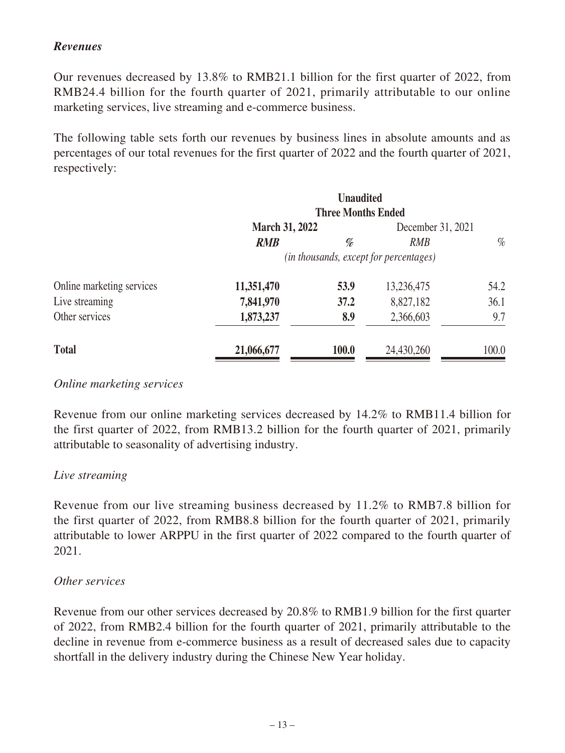### *Revenues*

Our revenues decreased by 13.8% to RMB21.1 billion for the first quarter of 2022, from RMB24.4 billion for the fourth quarter of 2021, primarily attributable to our online marketing services, live streaming and e-commerce business.

The following table sets forth our revenues by business lines in absolute amounts and as percentages of our total revenues for the first quarter of 2022 and the fourth quarter of 2021, respectively:

| | **Unaudited** | | | |
|---|---|---|---|---|
| | **Three Months Ended** | | | |
| | **March 31, 2022** | | December 31, 2021 | |
| | ***RMB*** | ***%*** | *RMB* | *%* |
| | *(in thousands, except for percentages)* | | | |
| Online marketing services | **11,351,470** | **53.9** | 13,236,475 | 54.2 |
| Live streaming | **7,841,970** | **37.2** | 8,827,182 | 36.1 |
| Other services | **1,873,237** | **8.9** | 2,366,603 | 9.7 |
| **Total** | **21,066,677** | **100.0** | 24,430,260 | 100.0 |

*Online marketing services*

Revenue from our online marketing services decreased by 14.2% to RMB11.4 billion for the first quarter of 2022, from RMB13.2 billion for the fourth quarter of 2021, primarily attributable to seasonality of advertising industry.

*Live streaming*

Revenue from our live streaming business decreased by 11.2% to RMB7.8 billion for the first quarter of 2022, from RMB8.8 billion for the fourth quarter of 2021, primarily attributable to lower ARPPU in the first quarter of 2022 compared to the fourth quarter of 2021.

*Other services*

Revenue from our other services decreased by 20.8% to RMB1.9 billion for the first quarter of 2022, from RMB2.4 billion for the fourth quarter of 2021, primarily attributable to the decline in revenue from e-commerce business as a result of decreased sales due to capacity shortfall in the delivery industry during the Chinese New Year holiday.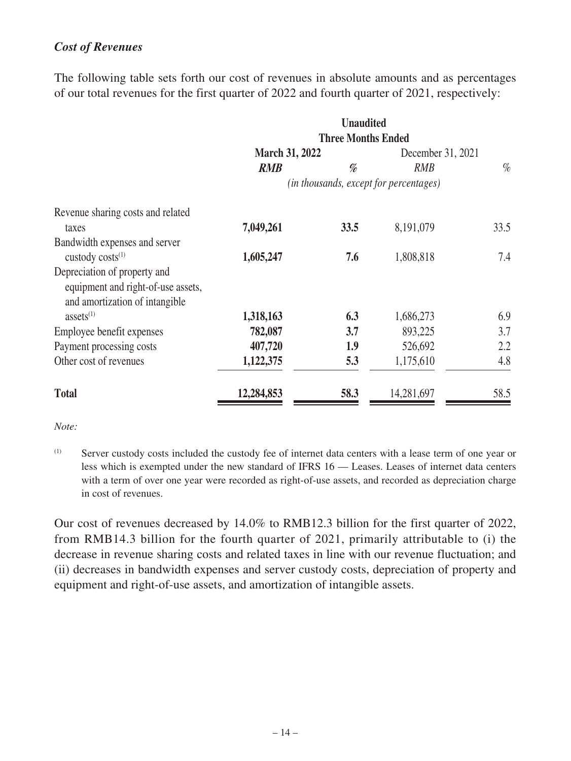### *Cost of Revenues*

The following table sets forth our cost of revenues in absolute amounts and as percentages of our total revenues for the first quarter of 2022 and fourth quarter of 2021, respectively:

| | Unaudited | | | |
|---|---|---|---|---|
| | Three Months Ended | | | |
| | **March 31, 2022** | | December 31, 2021 | |
| | ***RMB*** | ***%*** | *RMB* | *%* |
| | *(in thousands, except for percentages)* | | | |
| Revenue sharing costs and related taxes | **7,049,261** | **33.5** | 8,191,079 | 33.5 |
| Bandwidth expenses and server custody costs[(1)] | **1,605,247** | **7.6** | 1,808,818 | 7.4 |
| Depreciation of property and equipment and right-of-use assets, and amortization of intangible assets[(1)] | **1,318,163** | **6.3** | 1,686,273 | 6.9 |
| Employee benefit expenses | **782,087** | **3.7** | 893,225 | 3.7 |
| Payment processing costs | **407,720** | **1.9** | 526,692 | 2.2 |
| Other cost of revenues | **1,122,375** | **5.3** | 1,175,610 | 4.8 |
| **Total** | **12,284,853** | **58.3** | 14,281,697 | 58.5 |

*Note:*

(1) Server custody costs included the custody fee of internet data centers with a lease term of one year or less which is exempted under the new standard of IFRS 16 — Leases. Leases of internet data centers with a term of over one year were recorded as right-of-use assets, and recorded as depreciation charge in cost of revenues.

Our cost of revenues decreased by 14.0% to RMB12.3 billion for the first quarter of 2022, from RMB14.3 billion for the fourth quarter of 2021, primarily attributable to (i) the decrease in revenue sharing costs and related taxes in line with our revenue fluctuation; and (ii) decreases in bandwidth expenses and server custody costs, depreciation of property and equipment and right-of-use assets, and amortization of intangible assets.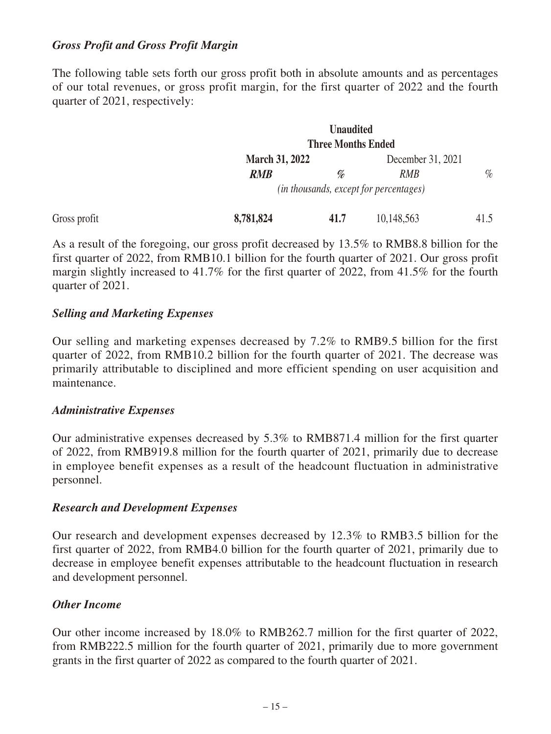### *Gross Profit and Gross Profit Margin*

The following table sets forth our gross profit both in absolute amounts and as percentages of our total revenues, or gross profit margin, for the first quarter of 2022 and the fourth quarter of 2021, respectively:

| | **Unaudited** | | | |
|---|---|---|---|---|
| | **Three Months Ended** | | | |
| | **March 31, 2022** | | December 31, 2021 | |
| | ***RMB*** | ***%*** | *RMB* | *%* |
| | *(in thousands, except for percentages)* | | | |
| Gross profit | **8,781,824** | **41.7** | 10,148,563 | 41.5 |

As a result of the foregoing, our gross profit decreased by 13.5% to RMB8.8 billion for the first quarter of 2022, from RMB10.1 billion for the fourth quarter of 2021. Our gross profit margin slightly increased to 41.7% for the first quarter of 2022, from 41.5% for the fourth quarter of 2021.

### *Selling and Marketing Expenses*

Our selling and marketing expenses decreased by 7.2% to RMB9.5 billion for the first quarter of 2022, from RMB10.2 billion for the fourth quarter of 2021. The decrease was primarily attributable to disciplined and more efficient spending on user acquisition and maintenance.

### *Administrative Expenses*

Our administrative expenses decreased by 5.3% to RMB871.4 million for the first quarter of 2022, from RMB919.8 million for the fourth quarter of 2021, primarily due to decrease in employee benefit expenses as a result of the headcount fluctuation in administrative personnel.

### *Research and Development Expenses*

Our research and development expenses decreased by 12.3% to RMB3.5 billion for the first quarter of 2022, from RMB4.0 billion for the fourth quarter of 2021, primarily due to decrease in employee benefit expenses attributable to the headcount fluctuation in research and development personnel.

### *Other Income*

Our other income increased by 18.0% to RMB262.7 million for the first quarter of 2022, from RMB222.5 million for the fourth quarter of 2021, primarily due to more government grants in the first quarter of 2022 as compared to the fourth quarter of 2021.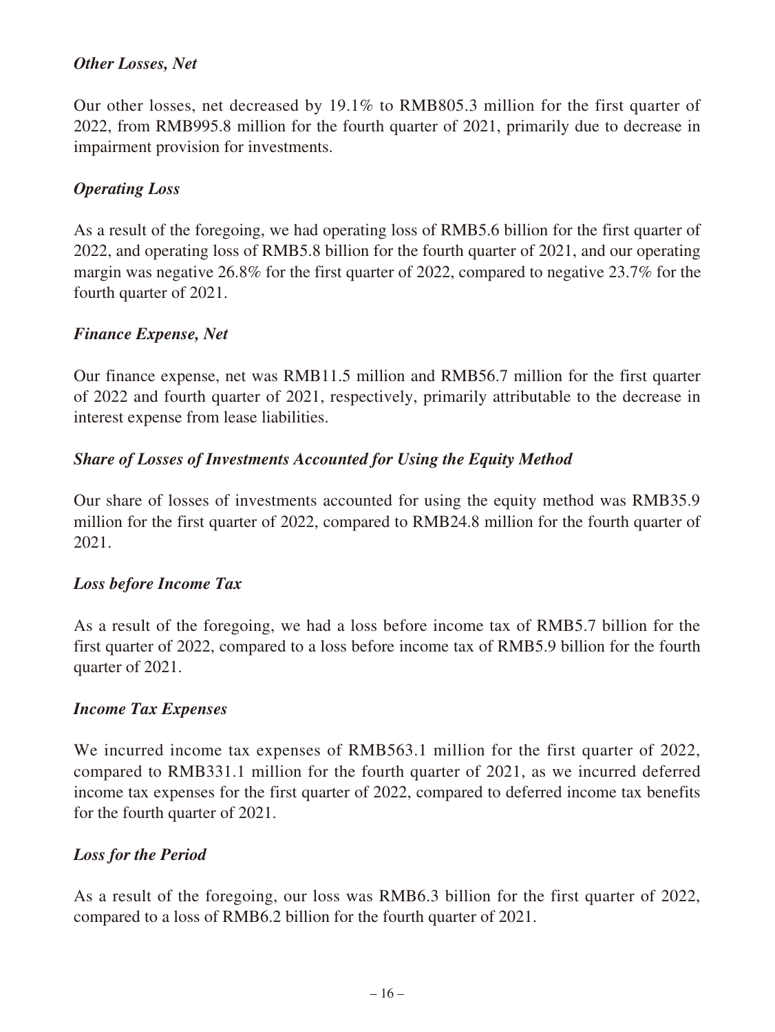### *Other Losses, Net*

Our other losses, net decreased by 19.1% to RMB805.3 million for the first quarter of 2022, from RMB995.8 million for the fourth quarter of 2021, primarily due to decrease in impairment provision for investments.

### *Operating Loss*

As a result of the foregoing, we had operating loss of RMB5.6 billion for the first quarter of 2022, and operating loss of RMB5.8 billion for the fourth quarter of 2021, and our operating margin was negative 26.8% for the first quarter of 2022, compared to negative 23.7% for the fourth quarter of 2021.

### *Finance Expense, Net*

Our finance expense, net was RMB11.5 million and RMB56.7 million for the first quarter of 2022 and fourth quarter of 2021, respectively, primarily attributable to the decrease in interest expense from lease liabilities.

### *Share of Losses of Investments Accounted for Using the Equity Method*

Our share of losses of investments accounted for using the equity method was RMB35.9 million for the first quarter of 2022, compared to RMB24.8 million for the fourth quarter of 2021.

### *Loss before Income Tax*

As a result of the foregoing, we had a loss before income tax of RMB5.7 billion for the first quarter of 2022, compared to a loss before income tax of RMB5.9 billion for the fourth quarter of 2021.

### *Income Tax Expenses*

We incurred income tax expenses of RMB563.1 million for the first quarter of 2022, compared to RMB331.1 million for the fourth quarter of 2021, as we incurred deferred income tax expenses for the first quarter of 2022, compared to deferred income tax benefits for the fourth quarter of 2021.

### *Loss for the Period*

As a result of the foregoing, our loss was RMB6.3 billion for the first quarter of 2022, compared to a loss of RMB6.2 billion for the fourth quarter of 2021.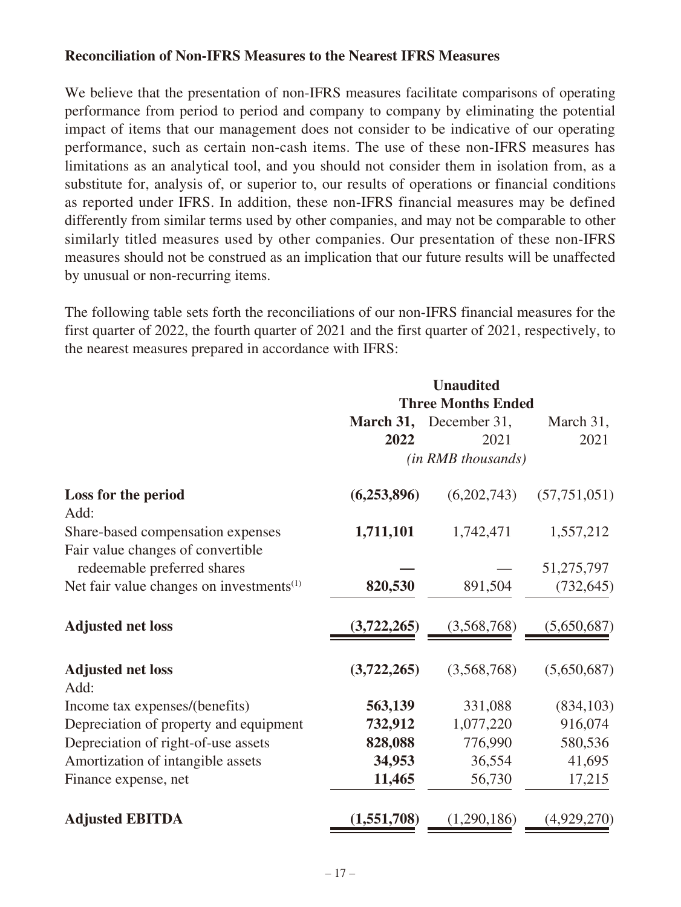### Reconciliation of Non-IFRS Measures to the Nearest IFRS Measures

We believe that the presentation of non-IFRS measures facilitate comparisons of operating performance from period to period and company to company by eliminating the potential impact of items that our management does not consider to be indicative of our operating performance, such as certain non-cash items. The use of these non-IFRS measures has limitations as an analytical tool, and you should not consider them in isolation from, as a substitute for, analysis of, or superior to, our results of operations or financial conditions as reported under IFRS. In addition, these non-IFRS financial measures may be defined differently from similar terms used by other companies, and may not be comparable to other similarly titled measures used by other companies. Our presentation of these non-IFRS measures should not be construed as an implication that our future results will be unaffected by unusual or non-recurring items.

The following table sets forth the reconciliations of our non-IFRS financial measures for the first quarter of 2022, the fourth quarter of 2021 and the first quarter of 2021, respectively, to the nearest measures prepared in accordance with IFRS:

| | Unaudited | | |
|---|---|---|---|
| | Three Months Ended | | |
| | **March 31, 2022** | December 31, 2021 | March 31, 2021 |
| | *(in RMB thousands)* | | |
| **Loss for the period** | **(6,253,896)** | (6,202,743) | (57,751,051) |
| Add: | | | |
| Share-based compensation expenses | **1,711,101** | 1,742,471 | 1,557,212 |
| Fair value changes of convertible redeemable preferred shares | **—** | — | 51,275,797 |
| Net fair value changes on investments[(1)] | **820,530** | 891,504 | (732,645) |
| **Adjusted net loss** | **(3,722,265)** | (3,568,768) | (5,650,687) |
| **Adjusted net loss** | **(3,722,265)** | (3,568,768) | (5,650,687) |
| Add: | | | |
| Income tax expenses/(benefits) | **563,139** | 331,088 | (834,103) |
| Depreciation of property and equipment | **732,912** | 1,077,220 | 916,074 |
| Depreciation of right-of-use assets | **828,088** | 776,990 | 580,536 |
| Amortization of intangible assets | **34,953** | 36,554 | 41,695 |
| Finance expense, net | **11,465** | 56,730 | 17,215 |
| **Adjusted EBITDA** | **(1,551,708)** | (1,290,186) | (4,929,270) |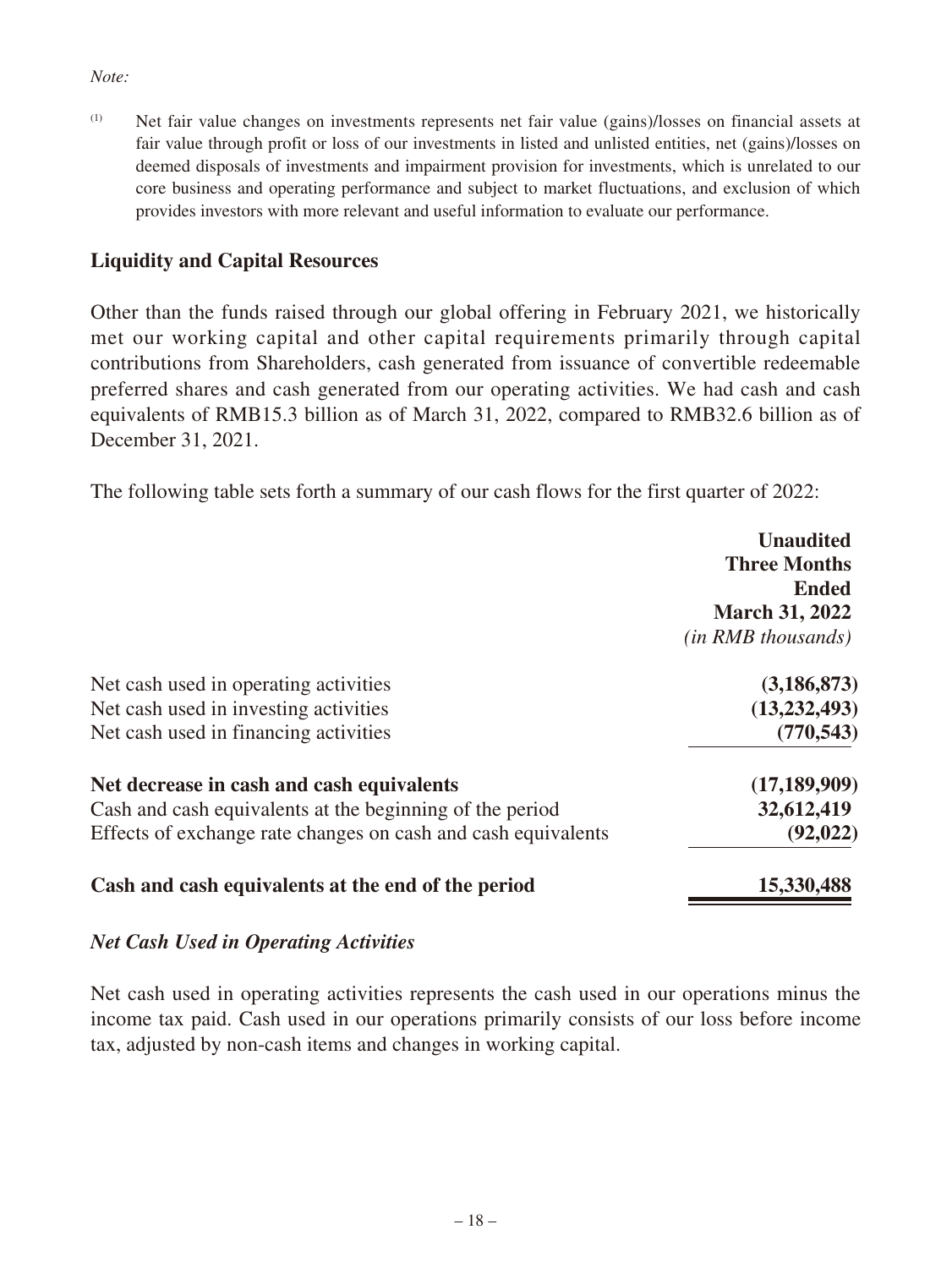*Note:*

(1) Net fair value changes on investments represents net fair value (gains)/losses on financial assets at fair value through profit or loss of our investments in listed and unlisted entities, net (gains)/losses on deemed disposals of investments and impairment provision for investments, which is unrelated to our core business and operating performance and subject to market fluctuations, and exclusion of which provides investors with more relevant and useful information to evaluate our performance.

## Liquidity and Capital Resources

Other than the funds raised through our global offering in February 2021, we historically met our working capital and other capital requirements primarily through capital contributions from Shareholders, cash generated from issuance of convertible redeemable preferred shares and cash generated from our operating activities. We had cash and cash equivalents of RMB15.3 billion as of March 31, 2022, compared to RMB32.6 billion as of December 31, 2021.

The following table sets forth a summary of our cash flows for the first quarter of 2022:

| | **Unaudited Three Months Ended March 31, 2022** *(in RMB thousands)* |
|---|---|
| Net cash used in operating activities | **(3,186,873)** |
| Net cash used in investing activities | **(13,232,493)** |
| Net cash used in financing activities | **(770,543)** |
| **Net decrease in cash and cash equivalents** | **(17,189,909)** |
| Cash and cash equivalents at the beginning of the period | **32,612,419** |
| Effects of exchange rate changes on cash and cash equivalents | **(92,022)** |
| **Cash and cash equivalents at the end of the period** | **15,330,488** |

### *Net Cash Used in Operating Activities*

Net cash used in operating activities represents the cash used in our operations minus the income tax paid. Cash used in our operations primarily consists of our loss before income tax, adjusted by non-cash items and changes in working capital.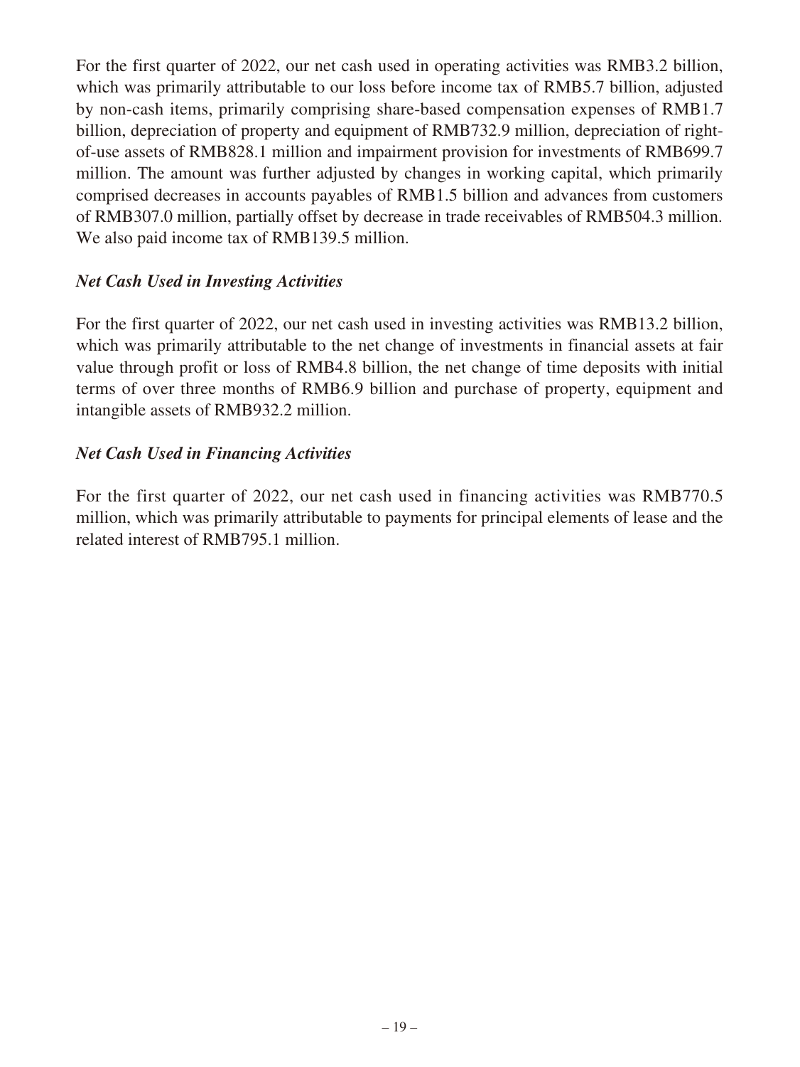For the first quarter of 2022, our net cash used in operating activities was RMB3.2 billion, which was primarily attributable to our loss before income tax of RMB5.7 billion, adjusted by non-cash items, primarily comprising share-based compensation expenses of RMB1.7 billion, depreciation of property and equipment of RMB732.9 million, depreciation of right-of-use assets of RMB828.1 million and impairment provision for investments of RMB699.7 million. The amount was further adjusted by changes in working capital, which primarily comprised decreases in accounts payables of RMB1.5 billion and advances from customers of RMB307.0 million, partially offset by decrease in trade receivables of RMB504.3 million. We also paid income tax of RMB139.5 million.

***Net Cash Used in Investing Activities***

For the first quarter of 2022, our net cash used in investing activities was RMB13.2 billion, which was primarily attributable to the net change of investments in financial assets at fair value through profit or loss of RMB4.8 billion, the net change of time deposits with initial terms of over three months of RMB6.9 billion and purchase of property, equipment and intangible assets of RMB932.2 million.

***Net Cash Used in Financing Activities***

For the first quarter of 2022, our net cash used in financing activities was RMB770.5 million, which was primarily attributable to payments for principal elements of lease and the related interest of RMB795.1 million.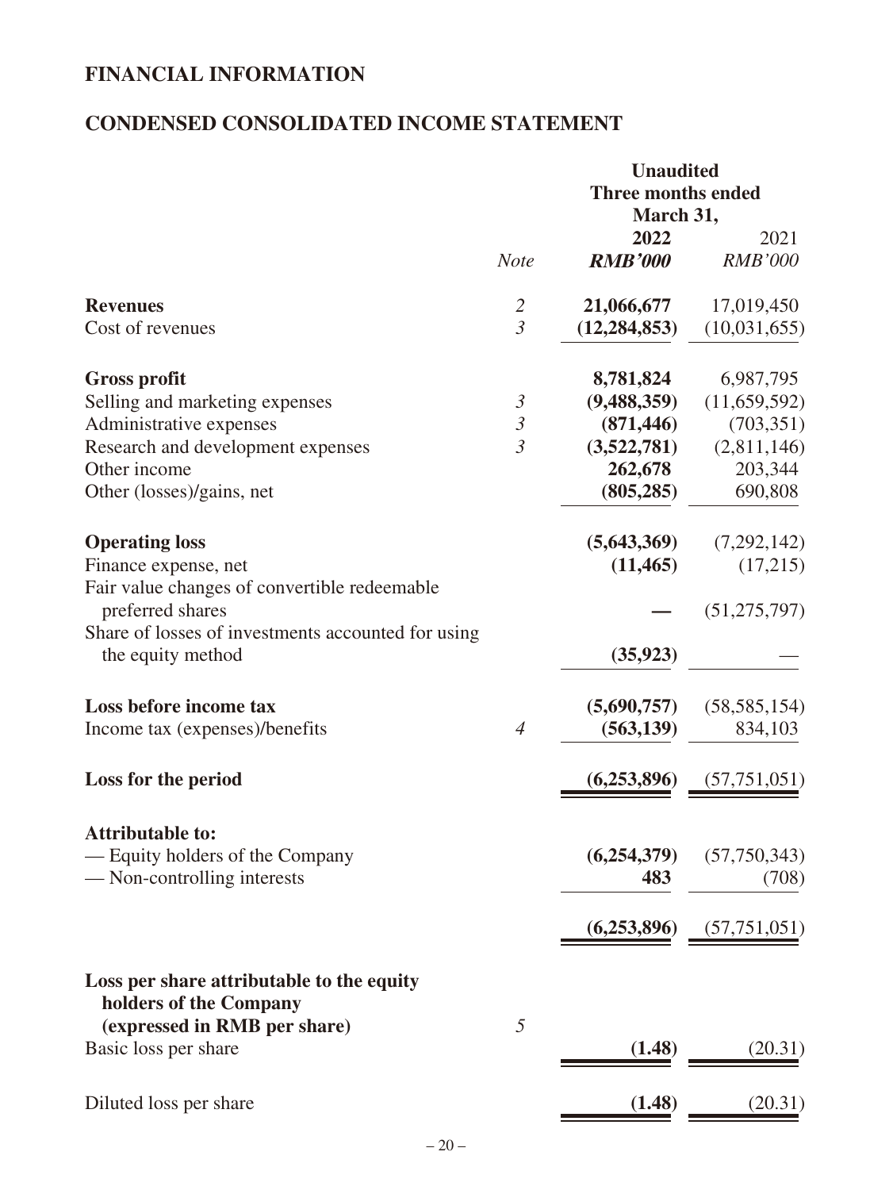# FINANCIAL INFORMATION

## CONDENSED CONSOLIDATED INCOME STATEMENT

| | | Unaudited | |
|---|---|---|---|
| | | Three months ended March 31, | |
| | | **2022** | 2021 |
| | *Note* | ***RMB'000*** | *RMB'000* |
| **Revenues** | *2* | **21,066,677** | 17,019,450 |
| Cost of revenues | *3* | **(12,284,853)** | (10,031,655) |
| **Gross profit** | | **8,781,824** | 6,987,795 |
| Selling and marketing expenses | *3* | **(9,488,359)** | (11,659,592) |
| Administrative expenses | *3* | **(871,446)** | (703,351) |
| Research and development expenses | *3* | **(3,522,781)** | (2,811,146) |
| Other income | | **262,678** | 203,344 |
| Other (losses)/gains, net | | **(805,285)** | 690,808 |
| **Operating loss** | | **(5,643,369)** | (7,292,142) |
| Finance expense, net | | **(11,465)** | (17,215) |
| Fair value changes of convertible redeemable preferred shares | | **—** | (51,275,797) |
| Share of losses of investments accounted for using the equity method | | **(35,923)** | — |
| **Loss before income tax** | | **(5,690,757)** | (58,585,154) |
| Income tax (expenses)/benefits | *4* | **(563,139)** | 834,103 |
| **Loss for the period** | | **(6,253,896)** | (57,751,051) |
| **Attributable to:** | | | |
| — Equity holders of the Company | | **(6,254,379)** | (57,750,343) |
| — Non-controlling interests | | **483** | (708) |
| | | **(6,253,896)** | (57,751,051) |
| **Loss per share attributable to the equity holders of the Company (expressed in RMB per share)** | *5* | | |
| Basic loss per share | | **(1.48)** | (20.31) |
| Diluted loss per share | | **(1.48)** | (20.31) |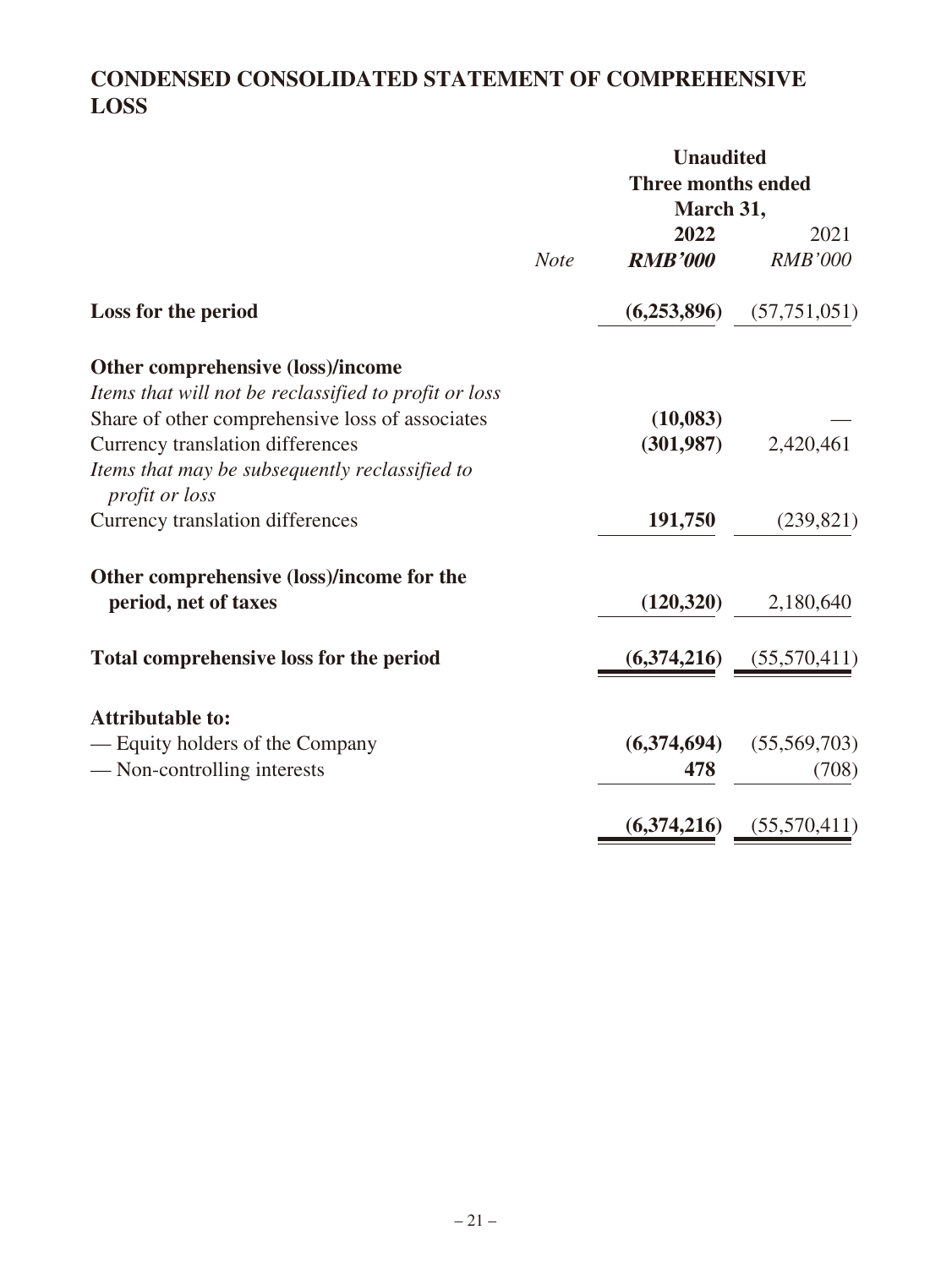# CONDENSED CONSOLIDATED STATEMENT OF COMPREHENSIVE LOSS

| | Note | Unaudited Three months ended March 31, 2022 RMB'000 | 2021 RMB'000 |
|---|---|---|---|
| **Loss for the period** | | **(6,253,896)** | (57,751,051) |
| **Other comprehensive (loss)/income** | | | |
| *Items that will not be reclassified to profit or loss* | | | |
| Share of other comprehensive loss of associates | | **(10,083)** | — |
| Currency translation differences | | **(301,987)** | 2,420,461 |
| *Items that may be subsequently reclassified to profit or loss* | | | |
| Currency translation differences | | **191,750** | (239,821) |
| **Other comprehensive (loss)/income for the period, net of taxes** | | **(120,320)** | 2,180,640 |
| **Total comprehensive loss for the period** | | **(6,374,216)** | (55,570,411) |
| **Attributable to:** | | | |
| — Equity holders of the Company | | **(6,374,694)** | (55,569,703) |
| — Non-controlling interests | | **478** | (708) |
| | | **(6,374,216)** | (55,570,411) |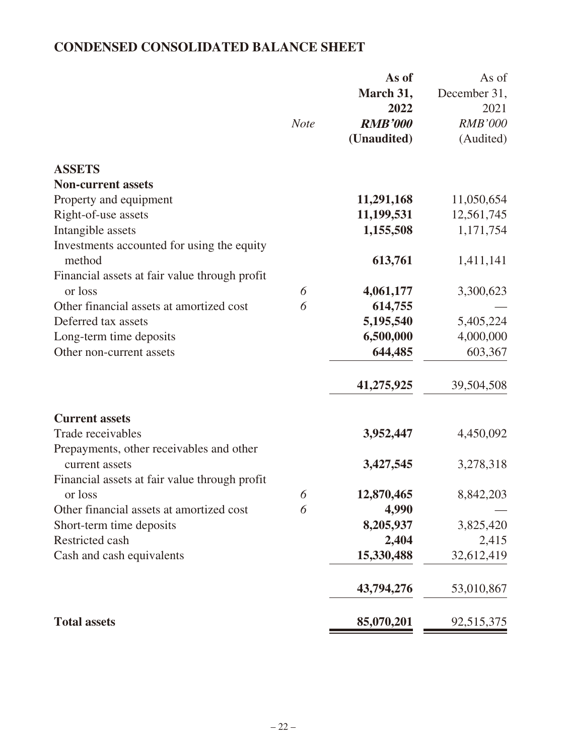## CONDENSED CONSOLIDATED BALANCE SHEET

| | *Note* | **As of March 31, 2022** ***RMB'000*** **(Unaudited)** | As of December 31, 2021 *RMB'000* (Audited) |
|---|---|---|---|
| **ASSETS** | | | |
| **Non-current assets** | | | |
| Property and equipment | | **11,291,168** | 11,050,654 |
| Right-of-use assets | | **11,199,531** | 12,561,745 |
| Intangible assets | | **1,155,508** | 1,171,754 |
| Investments accounted for using the equity method | | **613,761** | 1,411,141 |
| Financial assets at fair value through profit or loss | *6* | **4,061,177** | 3,300,623 |
| Other financial assets at amortized cost | *6* | **614,755** | — |
| Deferred tax assets | | **5,195,540** | 5,405,224 |
| Long-term time deposits | | **6,500,000** | 4,000,000 |
| Other non-current assets | | **644,485** | 603,367 |
| | | **41,275,925** | 39,504,508 |
| **Current assets** | | | |
| Trade receivables | | **3,952,447** | 4,450,092 |
| Prepayments, other receivables and other current assets | | **3,427,545** | 3,278,318 |
| Financial assets at fair value through profit or loss | *6* | **12,870,465** | 8,842,203 |
| Other financial assets at amortized cost | *6* | **4,990** | — |
| Short-term time deposits | | **8,205,937** | 3,825,420 |
| Restricted cash | | **2,404** | 2,415 |
| Cash and cash equivalents | | **15,330,488** | 32,612,419 |
| | | **43,794,276** | 53,010,867 |
| **Total assets** | | **85,070,201** | 92,515,375 |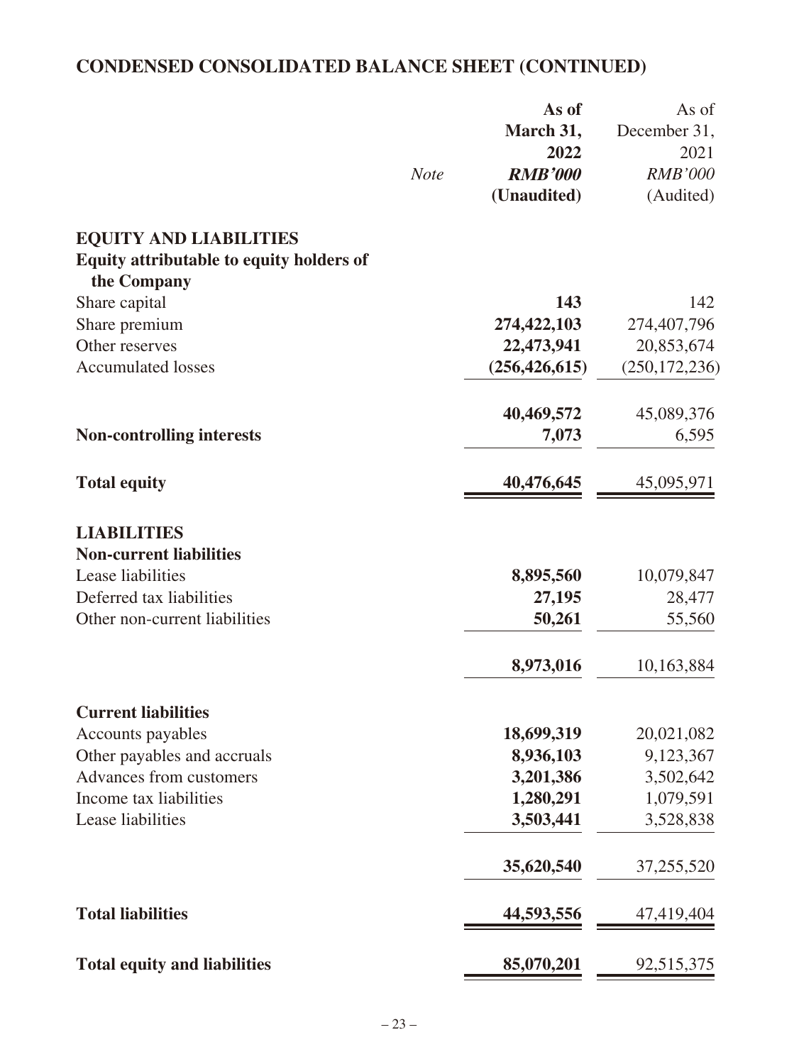## CONDENSED CONSOLIDATED BALANCE SHEET (CONTINUED)

| | *Note* | **As of March 31, 2022** ***RMB'000*** **(Unaudited)** | As of December 31, 2021 *RMB'000* (Audited) |
|---|---|---|---|
| **EQUITY AND LIABILITIES** | | | |
| **Equity attributable to equity holders of the Company** | | | |
| Share capital | | **143** | 142 |
| Share premium | | **274,422,103** | 274,407,796 |
| Other reserves | | **22,473,941** | 20,853,674 |
| Accumulated losses | | **(256,426,615)** | (250,172,236) |
| | | **40,469,572** | 45,089,376 |
| **Non-controlling interests** | | **7,073** | 6,595 |
| **Total equity** | | **40,476,645** | 45,095,971 |
| **LIABILITIES** | | | |
| **Non-current liabilities** | | | |
| Lease liabilities | | **8,895,560** | 10,079,847 |
| Deferred tax liabilities | | **27,195** | 28,477 |
| Other non-current liabilities | | **50,261** | 55,560 |
| | | **8,973,016** | 10,163,884 |
| **Current liabilities** | | | |
| Accounts payables | | **18,699,319** | 20,021,082 |
| Other payables and accruals | | **8,936,103** | 9,123,367 |
| Advances from customers | | **3,201,386** | 3,502,642 |
| Income tax liabilities | | **1,280,291** | 1,079,591 |
| Lease liabilities | | **3,503,441** | 3,528,838 |
| | | **35,620,540** | 37,255,520 |
| **Total liabilities** | | **44,593,556** | 47,419,404 |
| **Total equity and liabilities** | | **85,070,201** | 92,515,375 |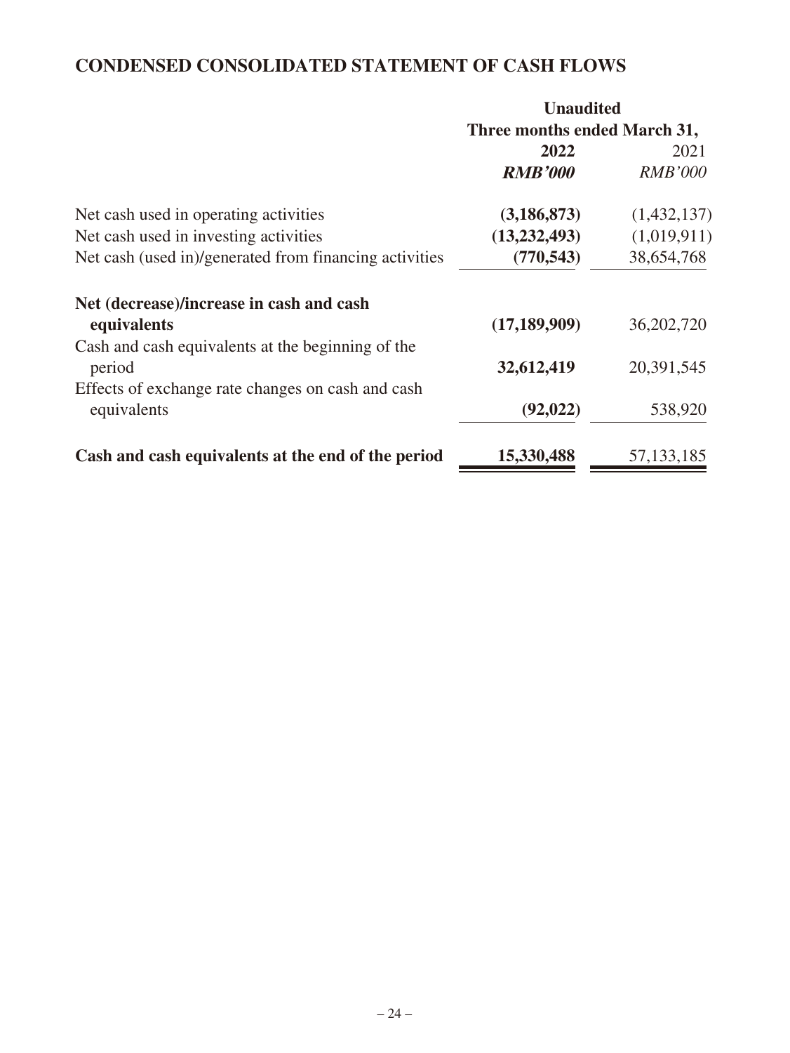## CONDENSED CONSOLIDATED STATEMENT OF CASH FLOWS

| | Unaudited | |
|---|---|---|
| | Three months ended March 31, | |
| | **2022** | 2021 |
| | ***RMB'000*** | *RMB'000* |
| Net cash used in operating activities | **(3,186,873)** | (1,432,137) |
| Net cash used in investing activities | **(13,232,493)** | (1,019,911) |
| Net cash (used in)/generated from financing activities | **(770,543)** | 38,654,768 |
| **Net (decrease)/increase in cash and cash equivalents** | **(17,189,909)** | 36,202,720 |
| Cash and cash equivalents at the beginning of the period | **32,612,419** | 20,391,545 |
| Effects of exchange rate changes on cash and cash equivalents | **(92,022)** | 538,920 |
| **Cash and cash equivalents at the end of the period** | **15,330,488** | 57,133,185 |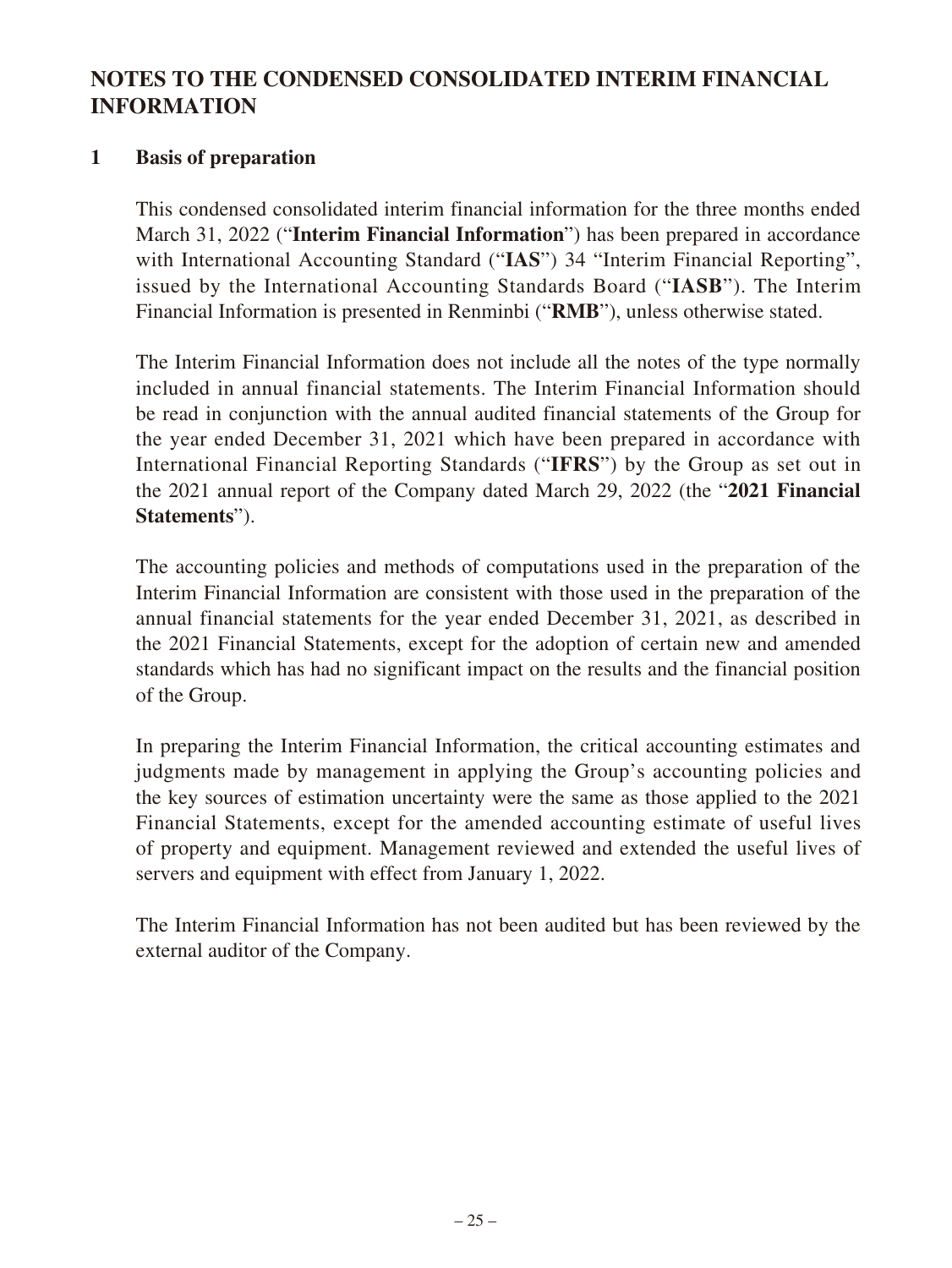# NOTES TO THE CONDENSED CONSOLIDATED INTERIM FINANCIAL INFORMATION

## 1 Basis of preparation

This condensed consolidated interim financial information for the three months ended March 31, 2022 ("**Interim Financial Information**") has been prepared in accordance with International Accounting Standard ("**IAS**") 34 "Interim Financial Reporting", issued by the International Accounting Standards Board ("**IASB**"). The Interim Financial Information is presented in Renminbi ("**RMB**"), unless otherwise stated.

The Interim Financial Information does not include all the notes of the type normally included in annual financial statements. The Interim Financial Information should be read in conjunction with the annual audited financial statements of the Group for the year ended December 31, 2021 which have been prepared in accordance with International Financial Reporting Standards ("**IFRS**") by the Group as set out in the 2021 annual report of the Company dated March 29, 2022 (the "**2021 Financial Statements**").

The accounting policies and methods of computations used in the preparation of the Interim Financial Information are consistent with those used in the preparation of the annual financial statements for the year ended December 31, 2021, as described in the 2021 Financial Statements, except for the adoption of certain new and amended standards which has had no significant impact on the results and the financial position of the Group.

In preparing the Interim Financial Information, the critical accounting estimates and judgments made by management in applying the Group's accounting policies and the key sources of estimation uncertainty were the same as those applied to the 2021 Financial Statements, except for the amended accounting estimate of useful lives of property and equipment. Management reviewed and extended the useful lives of servers and equipment with effect from January 1, 2022.

The Interim Financial Information has not been audited but has been reviewed by the external auditor of the Company.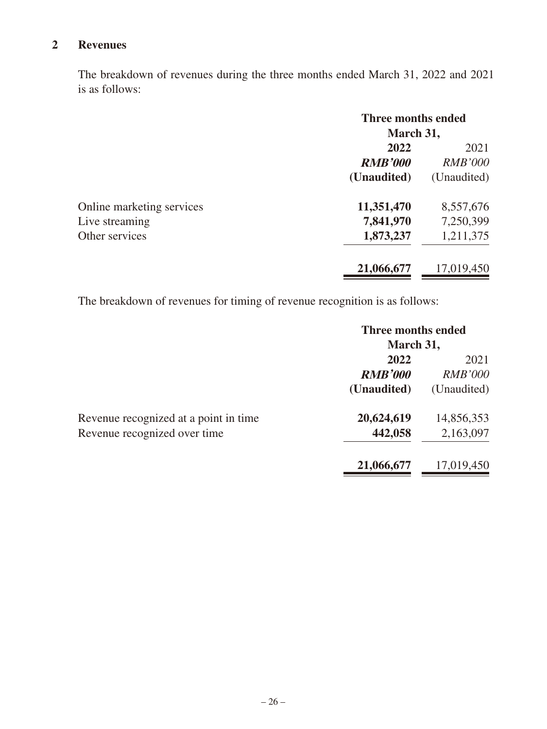## 2 Revenues

The breakdown of revenues during the three months ended March 31, 2022 and 2021 is as follows:

| | Three months ended March 31, | |
|---|---|---|
| | **2022** | 2021 |
| | ***RMB'000*** | *RMB'000* |
| | **(Unaudited)** | (Unaudited) |
| Online marketing services | **11,351,470** | 8,557,676 |
| Live streaming | **7,841,970** | 7,250,399 |
| Other services | **1,873,237** | 1,211,375 |
| | **21,066,677** | 17,019,450 |

The breakdown of revenues for timing of revenue recognition is as follows:

| | Three months ended March 31, | |
|---|---|---|
| | **2022** | 2021 |
| | ***RMB'000*** | *RMB'000* |
| | **(Unaudited)** | (Unaudited) |
| Revenue recognized at a point in time | **20,624,619** | 14,856,353 |
| Revenue recognized over time | **442,058** | 2,163,097 |
| | **21,066,677** | 17,019,450 |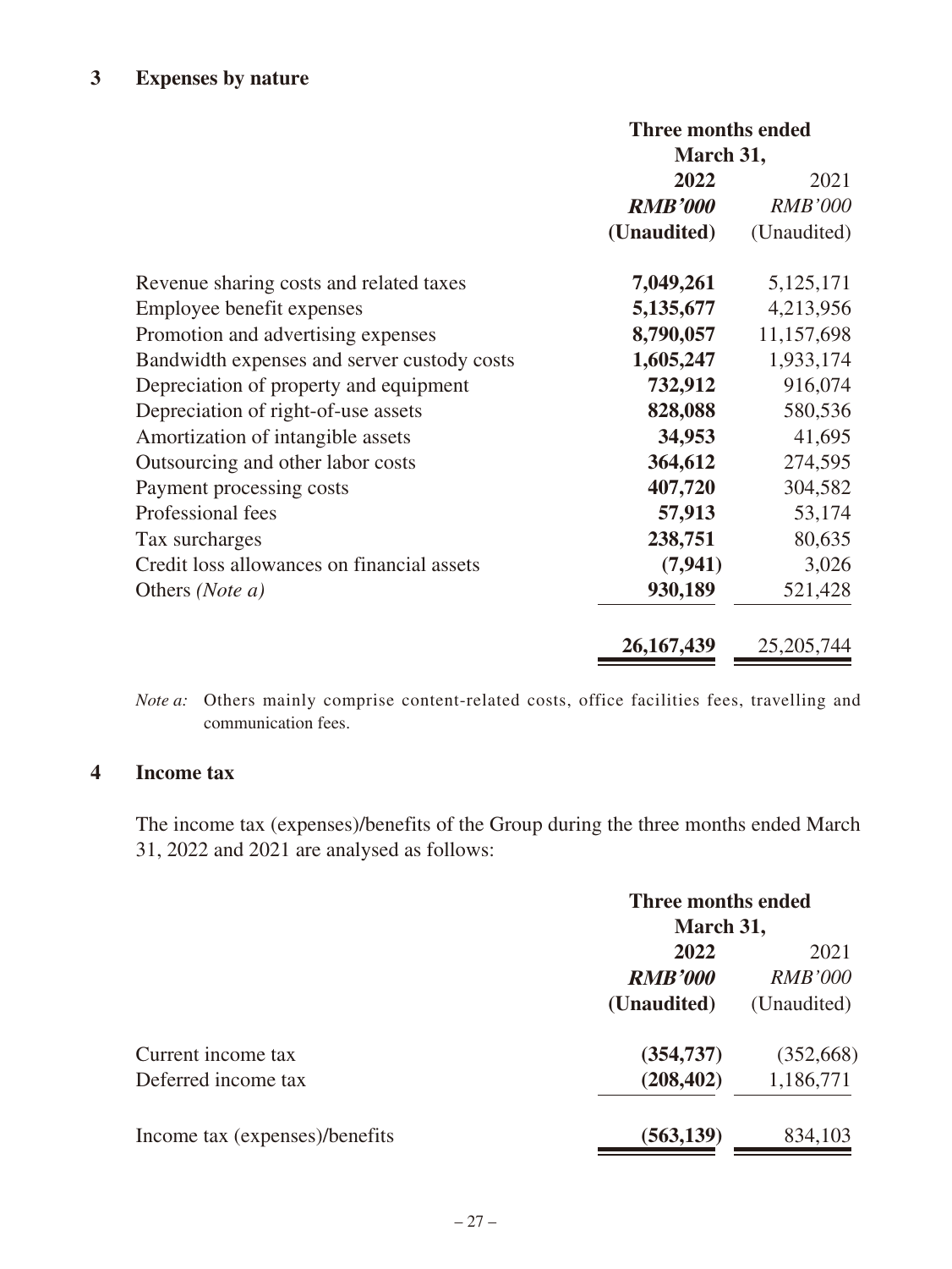## 3 Expenses by nature

| | Three months ended March 31, | |
|---|---|---|
| | **2022** | 2021 |
| | ***RMB'000*** | *RMB'000* |
| | **(Unaudited)** | (Unaudited) |
| Revenue sharing costs and related taxes | **7,049,261** | 5,125,171 |
| Employee benefit expenses | **5,135,677** | 4,213,956 |
| Promotion and advertising expenses | **8,790,057** | 11,157,698 |
| Bandwidth expenses and server custody costs | **1,605,247** | 1,933,174 |
| Depreciation of property and equipment | **732,912** | 916,074 |
| Depreciation of right-of-use assets | **828,088** | 580,536 |
| Amortization of intangible assets | **34,953** | 41,695 |
| Outsourcing and other labor costs | **364,612** | 274,595 |
| Payment processing costs | **407,720** | 304,582 |
| Professional fees | **57,913** | 53,174 |
| Tax surcharges | **238,751** | 80,635 |
| Credit loss allowances on financial assets | **(7,941)** | 3,026 |
| Others *(Note a)* | **930,189** | 521,428 |
| | **26,167,439** | 25,205,744 |

*Note a:* Others mainly comprise content-related costs, office facilities fees, travelling and communication fees.

## 4 Income tax

The income tax (expenses)/benefits of the Group during the three months ended March 31, 2022 and 2021 are analysed as follows:

| | Three months ended March 31, | |
|---|---|---|
| | **2022** | 2021 |
| | ***RMB'000*** | *RMB'000* |
| | **(Unaudited)** | (Unaudited) |
| Current income tax | **(354,737)** | (352,668) |
| Deferred income tax | **(208,402)** | 1,186,771 |
| Income tax (expenses)/benefits | **(563,139)** | 834,103 |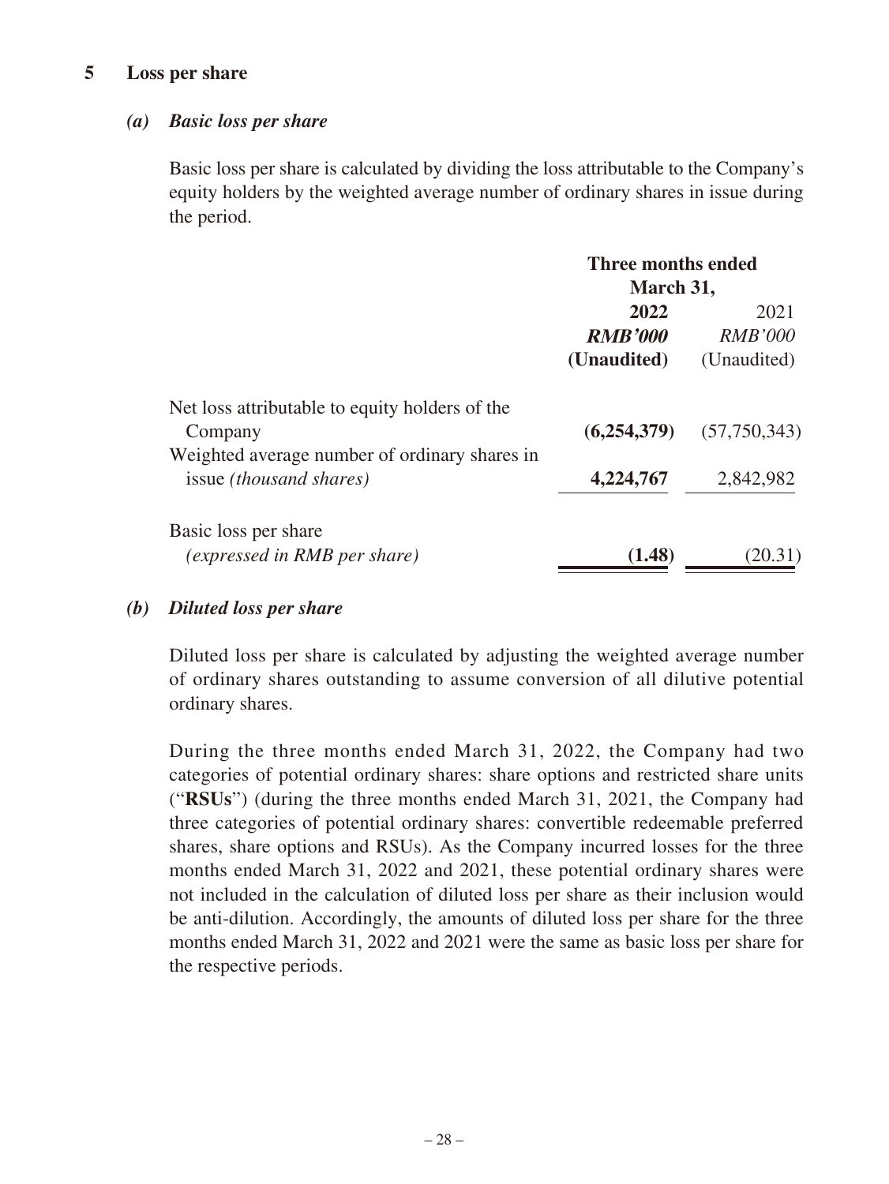## 5 Loss per share

### *(a) Basic loss per share*

Basic loss per share is calculated by dividing the loss attributable to the Company's equity holders by the weighted average number of ordinary shares in issue during the period.

| | Three months ended March 31, | |
|---|---|---|
| | **2022** | 2021 |
| | ***RMB'000*** | *RMB'000* |
| | **(Unaudited)** | (Unaudited) |
| Net loss attributable to equity holders of the Company | **(6,254,379)** | (57,750,343) |
| Weighted average number of ordinary shares in issue *(thousand shares)* | **4,224,767** | 2,842,982 |
| Basic loss per share *(expressed in RMB per share)* | **(1.48)** | (20.31) |

### *(b) Diluted loss per share*

Diluted loss per share is calculated by adjusting the weighted average number of ordinary shares outstanding to assume conversion of all dilutive potential ordinary shares.

During the three months ended March 31, 2022, the Company had two categories of potential ordinary shares: share options and restricted share units ("**RSUs**") (during the three months ended March 31, 2021, the Company had three categories of potential ordinary shares: convertible redeemable preferred shares, share options and RSUs). As the Company incurred losses for the three months ended March 31, 2022 and 2021, these potential ordinary shares were not included in the calculation of diluted loss per share as their inclusion would be anti-dilution. Accordingly, the amounts of diluted loss per share for the three months ended March 31, 2022 and 2021 were the same as basic loss per share for the respective periods.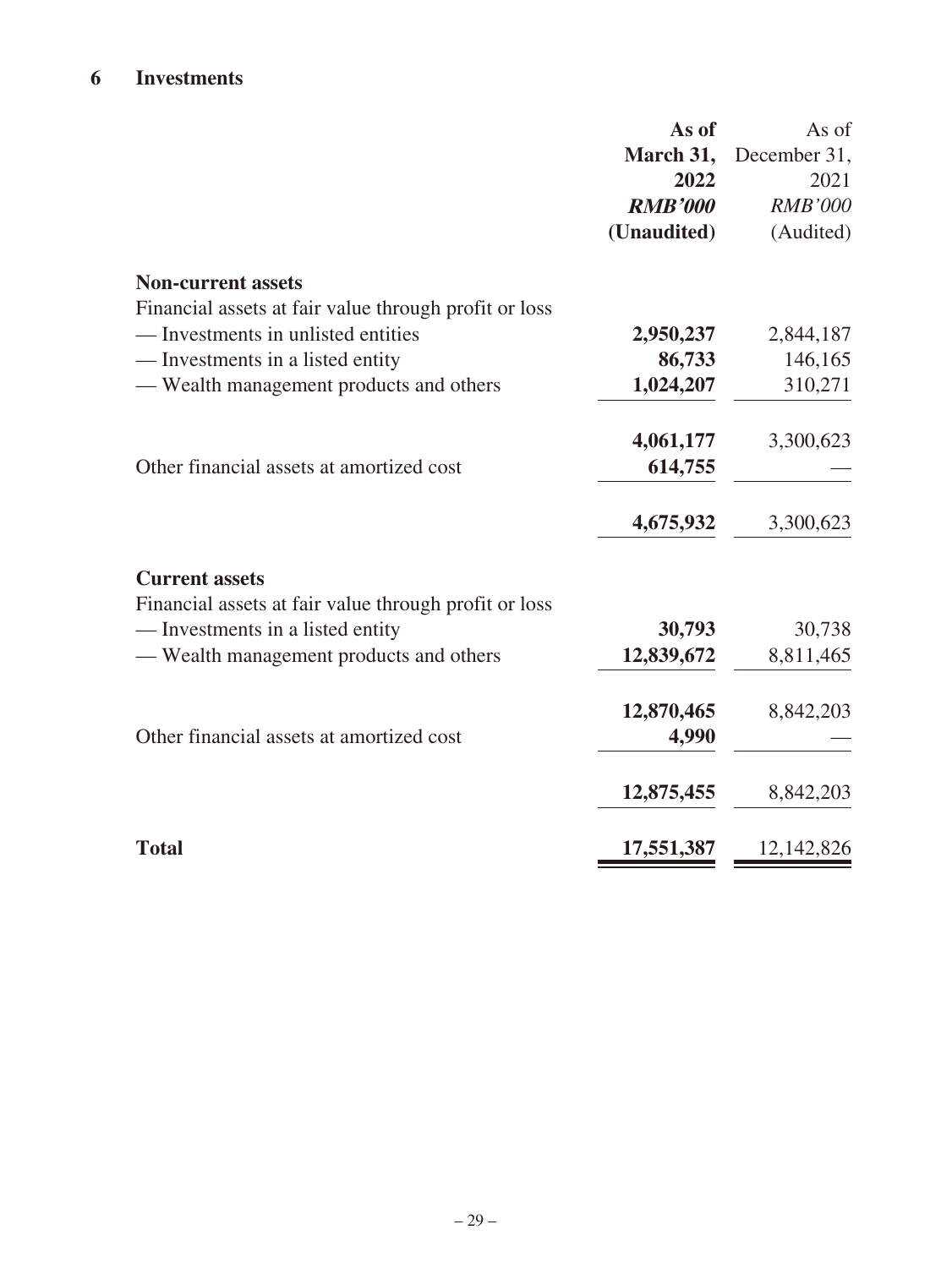## 6 Investments

| | **As of March 31, 2022** | As of December 31, 2021 |
|---|---|---|
| | ***RMB'000*** | *RMB'000* |
| | **(Unaudited)** | (Audited) |
| **Non-current assets** | | |
| Financial assets at fair value through profit or loss | | |
| — Investments in unlisted entities | **2,950,237** | 2,844,187 |
| — Investments in a listed entity | **86,733** | 146,165 |
| — Wealth management products and others | **1,024,207** | 310,271 |
| | **4,061,177** | 3,300,623 |
| Other financial assets at amortized cost | **614,755** | — |
| | **4,675,932** | 3,300,623 |
| **Current assets** | | |
| Financial assets at fair value through profit or loss | | |
| — Investments in a listed entity | **30,793** | 30,738 |
| — Wealth management products and others | **12,839,672** | 8,811,465 |
| | **12,870,465** | 8,842,203 |
| Other financial assets at amortized cost | **4,990** | — |
| | **12,875,455** | 8,842,203 |
| **Total** | **17,551,387** | 12,142,826 |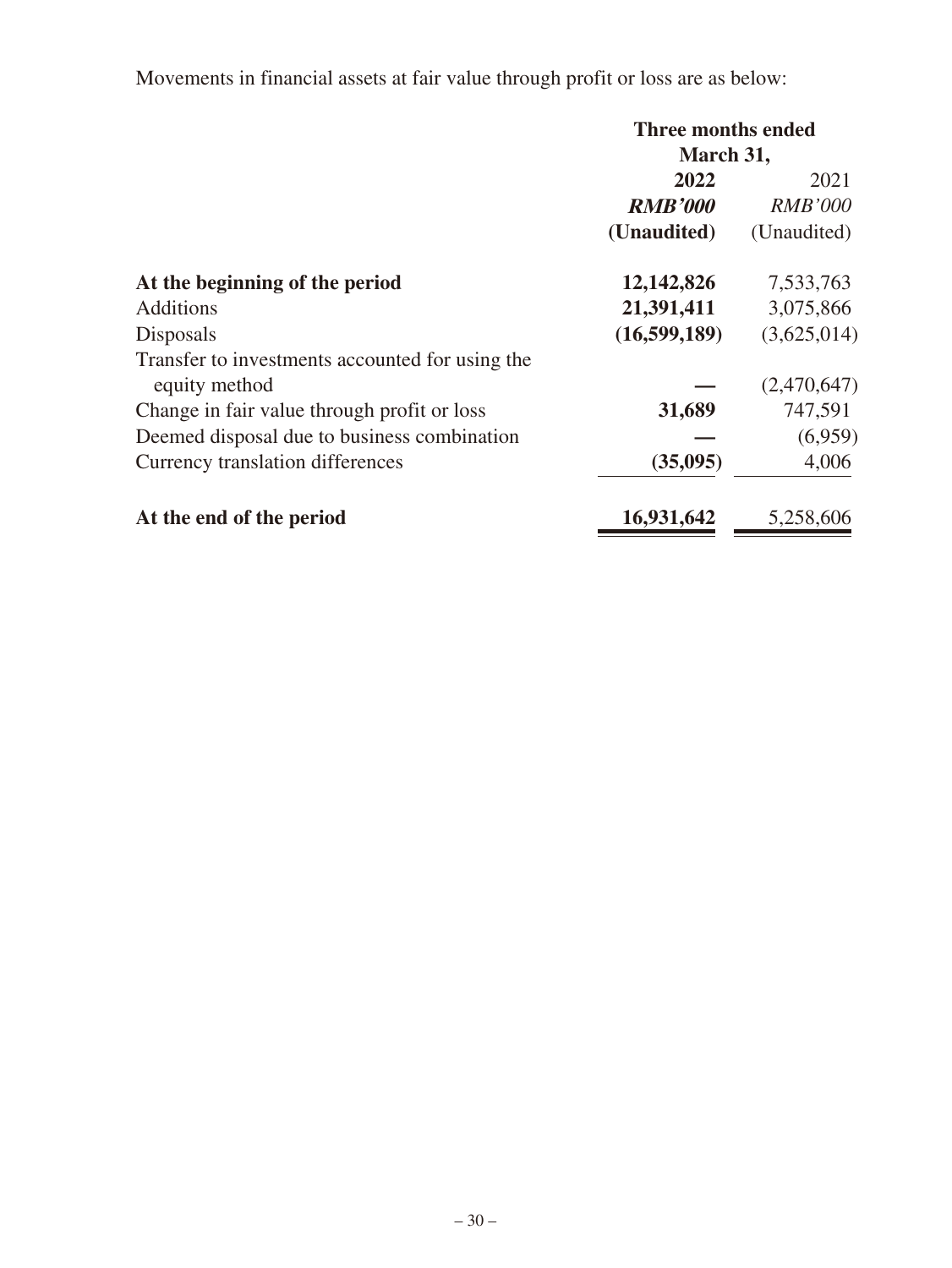Movements in financial assets at fair value through profit or loss are as below:

| | Three months ended March 31, | |
|---|---|---|
| | **2022** | 2021 |
| | ***RMB'000*** | *RMB'000* |
| | **(Unaudited)** | (Unaudited) |
| **At the beginning of the period** | **12,142,826** | 7,533,763 |
| Additions | **21,391,411** | 3,075,866 |
| Disposals | **(16,599,189)** | (3,625,014) |
| Transfer to investments accounted for using the equity method | **—** | (2,470,647) |
| Change in fair value through profit or loss | **31,689** | 747,591 |
| Deemed disposal due to business combination | **—** | (6,959) |
| Currency translation differences | **(35,095)** | 4,006 |
| **At the end of the period** | **16,931,642** | 5,258,606 |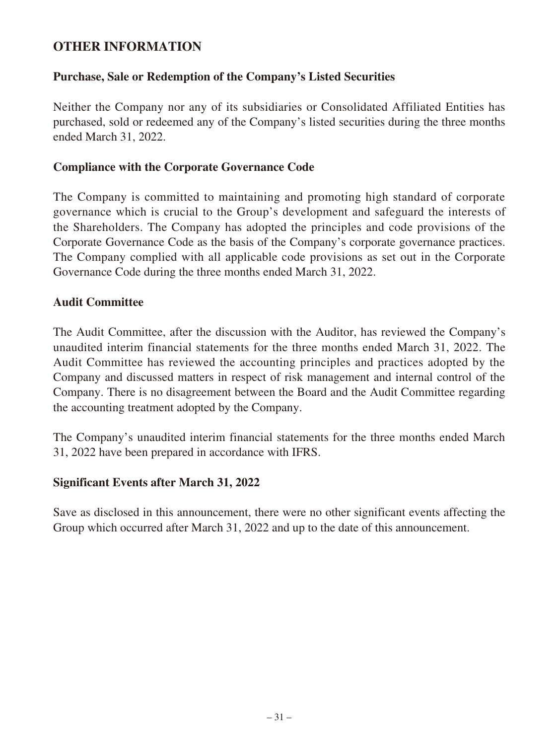## OTHER INFORMATION

### Purchase, Sale or Redemption of the Company's Listed Securities

Neither the Company nor any of its subsidiaries or Consolidated Affiliated Entities has purchased, sold or redeemed any of the Company's listed securities during the three months ended March 31, 2022.

### Compliance with the Corporate Governance Code

The Company is committed to maintaining and promoting high standard of corporate governance which is crucial to the Group's development and safeguard the interests of the Shareholders. The Company has adopted the principles and code provisions of the Corporate Governance Code as the basis of the Company's corporate governance practices. The Company complied with all applicable code provisions as set out in the Corporate Governance Code during the three months ended March 31, 2022.

### Audit Committee

The Audit Committee, after the discussion with the Auditor, has reviewed the Company's unaudited interim financial statements for the three months ended March 31, 2022. The Audit Committee has reviewed the accounting principles and practices adopted by the Company and discussed matters in respect of risk management and internal control of the Company. There is no disagreement between the Board and the Audit Committee regarding the accounting treatment adopted by the Company.

The Company's unaudited interim financial statements for the three months ended March 31, 2022 have been prepared in accordance with IFRS.

### Significant Events after March 31, 2022

Save as disclosed in this announcement, there were no other significant events affecting the Group which occurred after March 31, 2022 and up to the date of this announcement.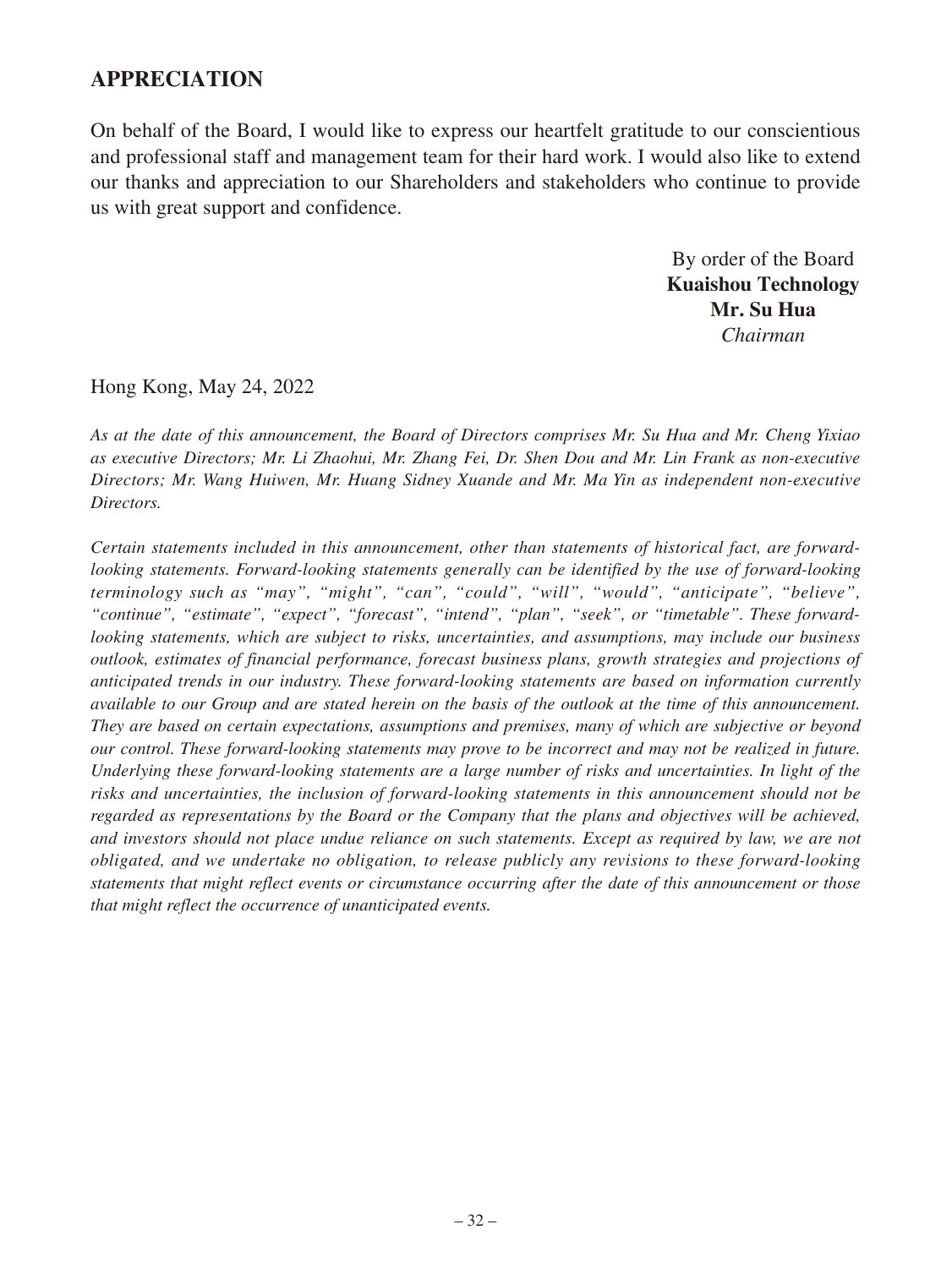## APPRECIATION

On behalf of the Board, I would like to express our heartfelt gratitude to our conscientious and professional staff and management team for their hard work. I would also like to extend our thanks and appreciation to our Shareholders and stakeholders who continue to provide us with great support and confidence.

By order of the Board
**Kuaishou Technology**
**Mr. Su Hua**
*Chairman*

Hong Kong, May 24, 2022

*As at the date of this announcement, the Board of Directors comprises Mr. Su Hua and Mr. Cheng Yixiao as executive Directors; Mr. Li Zhaohui, Mr. Zhang Fei, Dr. Shen Dou and Mr. Lin Frank as non-executive Directors; Mr. Wang Huiwen, Mr. Huang Sidney Xuande and Mr. Ma Yin as independent non-executive Directors.*

*Certain statements included in this announcement, other than statements of historical fact, are forward-looking statements. Forward-looking statements generally can be identified by the use of forward-looking terminology such as "may", "might", "can", "could", "will", "would", "anticipate", "believe", "continue", "estimate", "expect", "forecast", "intend", "plan", "seek", or "timetable". These forward-looking statements, which are subject to risks, uncertainties, and assumptions, may include our business outlook, estimates of financial performance, forecast business plans, growth strategies and projections of anticipated trends in our industry. These forward-looking statements are based on information currently available to our Group and are stated herein on the basis of the outlook at the time of this announcement. They are based on certain expectations, assumptions and premises, many of which are subjective or beyond our control. These forward-looking statements may prove to be incorrect and may not be realized in future. Underlying these forward-looking statements are a large number of risks and uncertainties. In light of the risks and uncertainties, the inclusion of forward-looking statements in this announcement should not be regarded as representations by the Board or the Company that the plans and objectives will be achieved, and investors should not place undue reliance on such statements. Except as required by law, we are not obligated, and we undertake no obligation, to release publicly any revisions to these forward-looking statements that might reflect events or circumstance occurring after the date of this announcement or those that might reflect the occurrence of unanticipated events.*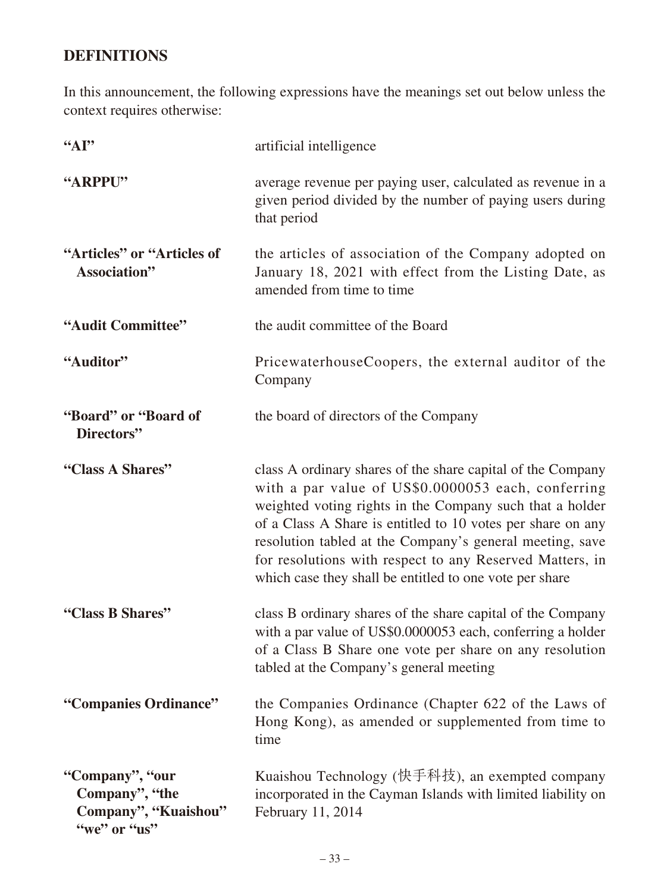## DEFINITIONS

In this announcement, the following expressions have the meanings set out below unless the context requires otherwise:

| | |
|---|---|
| **"AI"** | artificial intelligence |
| **"ARPPU"** | average revenue per paying user, calculated as revenue in a given period divided by the number of paying users during that period |
| **"Articles" or "Articles of Association"** | the articles of association of the Company adopted on January 18, 2021 with effect from the Listing Date, as amended from time to time |
| **"Audit Committee"** | the audit committee of the Board |
| **"Auditor"** | PricewaterhouseCoopers, the external auditor of the Company |
| **"Board" or "Board of Directors"** | the board of directors of the Company |
| **"Class A Shares"** | class A ordinary shares of the share capital of the Company with a par value of US$0.0000053 each, conferring weighted voting rights in the Company such that a holder of a Class A Share is entitled to 10 votes per share on any resolution tabled at the Company's general meeting, save for resolutions with respect to any Reserved Matters, in which case they shall be entitled to one vote per share |
| **"Class B Shares"** | class B ordinary shares of the share capital of the Company with a par value of US$0.0000053 each, conferring a holder of a Class B Share one vote per share on any resolution tabled at the Company's general meeting |
| **"Companies Ordinance"** | the Companies Ordinance (Chapter 622 of the Laws of Hong Kong), as amended or supplemented from time to time |
| **"Company", "our Company", "the Company", "Kuaishou" "we" or "us"** | Kuaishou Technology (快手科技), an exempted company incorporated in the Cayman Islands with limited liability on February 11, 2014 |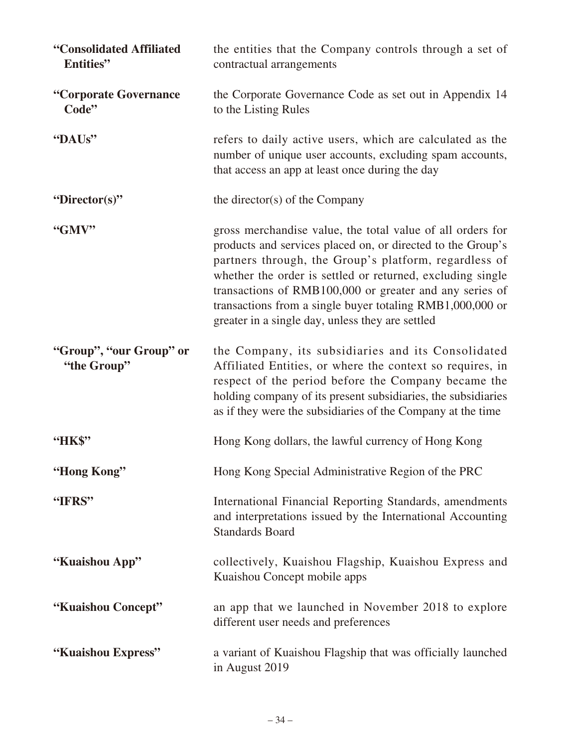| | |
|---|---|
| **"Consolidated Affiliated Entities"** | the entities that the Company controls through a set of contractual arrangements |
| **"Corporate Governance Code"** | the Corporate Governance Code as set out in Appendix 14 to the Listing Rules |
| **"DAUs"** | refers to daily active users, which are calculated as the number of unique user accounts, excluding spam accounts, that access an app at least once during the day |
| **"Director(s)"** | the director(s) of the Company |
| **"GMV"** | gross merchandise value, the total value of all orders for products and services placed on, or directed to the Group's partners through, the Group's platform, regardless of whether the order is settled or returned, excluding single transactions of RMB100,000 or greater and any series of transactions from a single buyer totaling RMB1,000,000 or greater in a single day, unless they are settled |
| **"Group", "our Group" or "the Group"** | the Company, its subsidiaries and its Consolidated Affiliated Entities, or where the context so requires, in respect of the period before the Company became the holding company of its present subsidiaries, the subsidiaries as if they were the subsidiaries of the Company at the time |
| **"HK$"** | Hong Kong dollars, the lawful currency of Hong Kong |
| **"Hong Kong"** | Hong Kong Special Administrative Region of the PRC |
| **"IFRS"** | International Financial Reporting Standards, amendments and interpretations issued by the International Accounting Standards Board |
| **"Kuaishou App"** | collectively, Kuaishou Flagship, Kuaishou Express and Kuaishou Concept mobile apps |
| **"Kuaishou Concept"** | an app that we launched in November 2018 to explore different user needs and preferences |
| **"Kuaishou Express"** | a variant of Kuaishou Flagship that was officially launched in August 2019 |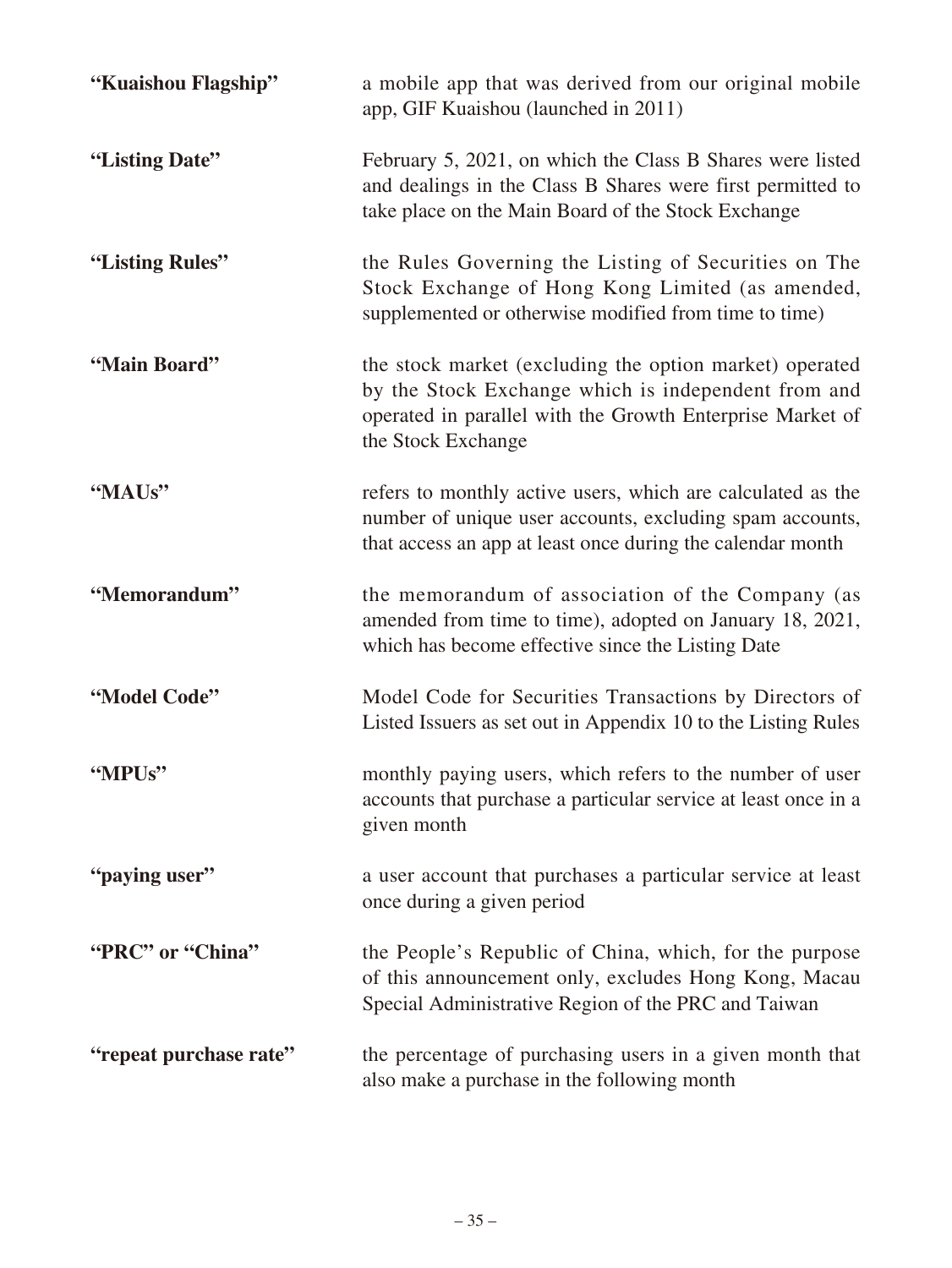| | |
|---|---|
| **"Kuaishou Flagship"** | a mobile app that was derived from our original mobile app, GIF Kuaishou (launched in 2011) |
| **"Listing Date"** | February 5, 2021, on which the Class B Shares were listed and dealings in the Class B Shares were first permitted to take place on the Main Board of the Stock Exchange |
| **"Listing Rules"** | the Rules Governing the Listing of Securities on The Stock Exchange of Hong Kong Limited (as amended, supplemented or otherwise modified from time to time) |
| **"Main Board"** | the stock market (excluding the option market) operated by the Stock Exchange which is independent from and operated in parallel with the Growth Enterprise Market of the Stock Exchange |
| **"MAUs"** | refers to monthly active users, which are calculated as the number of unique user accounts, excluding spam accounts, that access an app at least once during the calendar month |
| **"Memorandum"** | the memorandum of association of the Company (as amended from time to time), adopted on January 18, 2021, which has become effective since the Listing Date |
| **"Model Code"** | Model Code for Securities Transactions by Directors of Listed Issuers as set out in Appendix 10 to the Listing Rules |
| **"MPUs"** | monthly paying users, which refers to the number of user accounts that purchase a particular service at least once in a given month |
| **"paying user"** | a user account that purchases a particular service at least once during a given period |
| **"PRC" or "China"** | the People's Republic of China, which, for the purpose of this announcement only, excludes Hong Kong, Macau Special Administrative Region of the PRC and Taiwan |
| **"repeat purchase rate"** | the percentage of purchasing users in a given month that also make a purchase in the following month |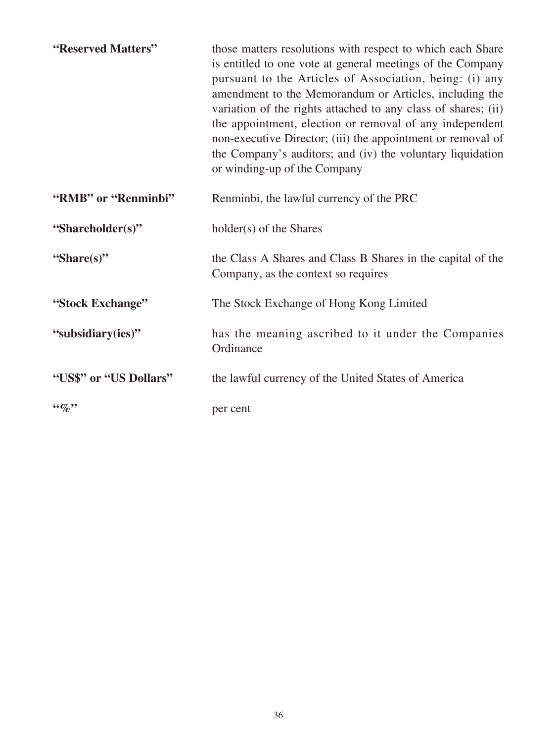| | |
|---|---|
| **"Reserved Matters"** | those matters resolutions with respect to which each Share is entitled to one vote at general meetings of the Company pursuant to the Articles of Association, being: (i) any amendment to the Memorandum or Articles, including the variation of the rights attached to any class of shares; (ii) the appointment, election or removal of any independent non-executive Director; (iii) the appointment or removal of the Company's auditors; and (iv) the voluntary liquidation or winding-up of the Company |
| **"RMB" or "Renminbi"** | Renminbi, the lawful currency of the PRC |
| **"Shareholder(s)"** | holder(s) of the Shares |
| **"Share(s)"** | the Class A Shares and Class B Shares in the capital of the Company, as the context so requires |
| **"Stock Exchange"** | The Stock Exchange of Hong Kong Limited |
| **"subsidiary(ies)"** | has the meaning ascribed to it under the Companies Ordinance |
| **"US$" or "US Dollars"** | the lawful currency of the United States of America |
| **"%"** | per cent |